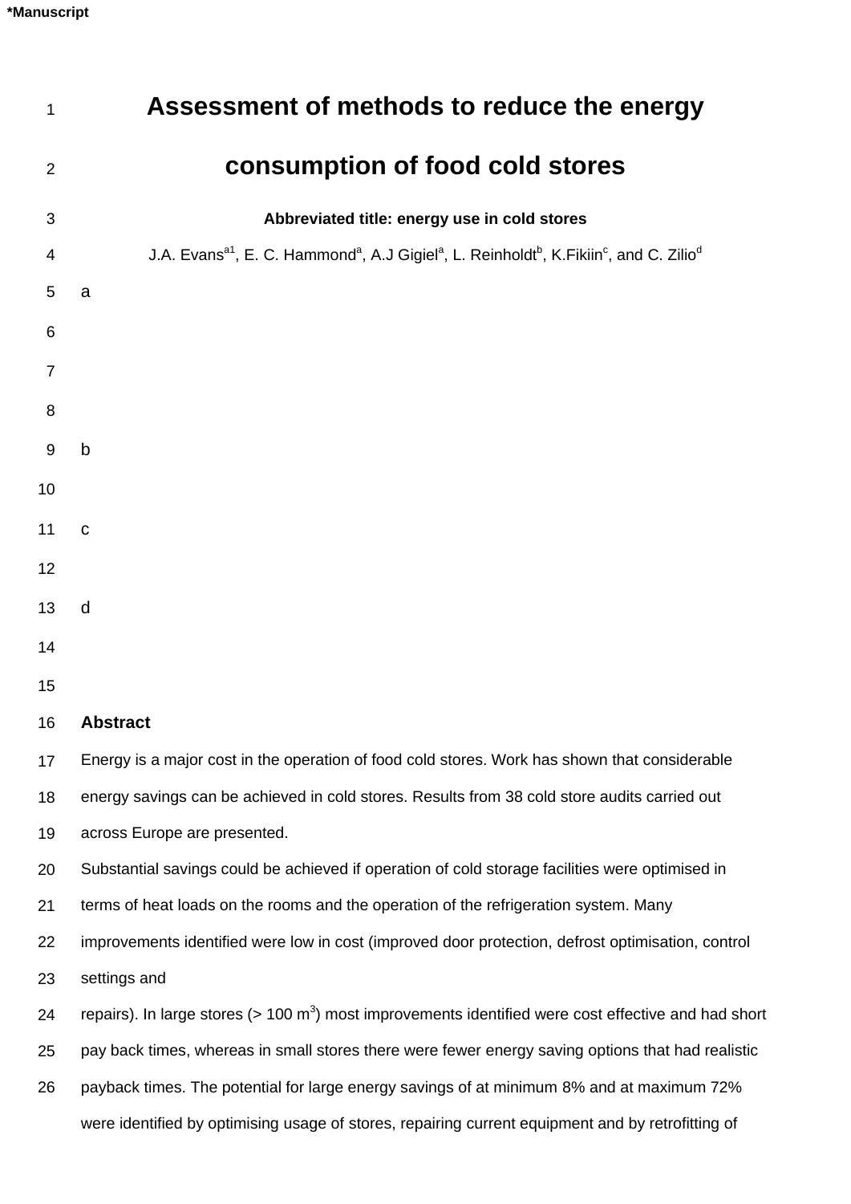*Manuscript

# Assessment of methods to reduce the energy consumption of food cold stores

**Abbreviated title: energy use in cold stores**

J.A. Evans[a1], E. C. Hammond[a], A.J Gigiel[a], L. Reinholdt[b], K.Fikiin[c], and C. Zilio[d]

a

b

c

d

## Abstract

Energy is a major cost in the operation of food cold stores. Work has shown that considerable energy savings can be achieved in cold stores. Results from 38 cold store audits carried out across Europe are presented.

Substantial savings could be achieved if operation of cold storage facilities were optimised in terms of heat loads on the rooms and the operation of the refrigeration system. Many improvements identified were low in cost (improved door protection, defrost optimisation, control settings and repairs). In large stores (> 100 $m^3$) most improvements identified were cost effective and had short pay back times, whereas in small stores there were fewer energy saving options that had realistic payback times. The potential for large energy savings of at minimum 8% and at maximum 72% were identified by optimising usage of stores, repairing current equipment and by retrofitting of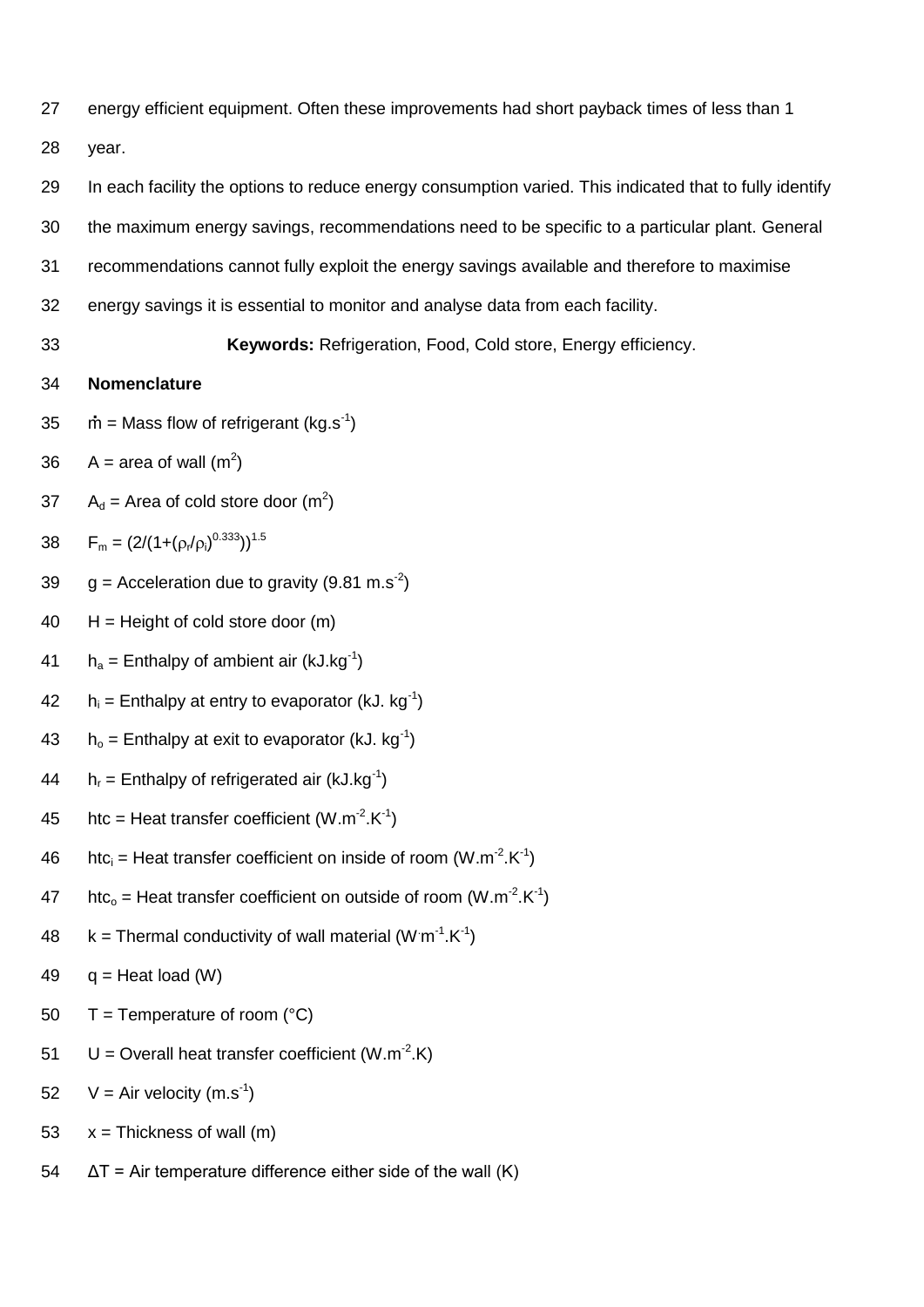energy efficient equipment. Often these improvements had short payback times of less than 1 year.

In each facility the options to reduce energy consumption varied. This indicated that to fully identify the maximum energy savings, recommendations need to be specific to a particular plant. General recommendations cannot fully exploit the energy savings available and therefore to maximise energy savings it is essential to monitor and analyse data from each facility.

**Keywords:** Refrigeration, Food, Cold store, Energy efficiency.

**Nomenclature**

$\dot{m}$ = Mass flow of refrigerant ($kg.s^{-1}$)

$A$ = area of wall ($m^2$)

$A_d$ = Area of cold store door ($m^2$)

$F_m = (2/(1+(\rho_r/\rho_i)^{0.333}))^{1.5}$

$g$ = Acceleration due to gravity ($9.81\ m.s^{-2}$)

$H$ = Height of cold store door (m)

$h_a$ = Enthalpy of ambient air ($kJ.kg^{-1}$)

$h_i$ = Enthalpy at entry to evaporator ($kJ.\ kg^{-1}$)

$h_o$ = Enthalpy at exit to evaporator ($kJ.\ kg^{-1}$)

$h_r$ = Enthalpy of refrigerated air ($kJ.kg^{-1}$)

htc = Heat transfer coefficient ($W.m^{-2}.K^{-1}$)

$htc_i$ = Heat transfer coefficient on inside of room ($W.m^{-2}.K^{-1}$)

$htc_o$ = Heat transfer coefficient on outside of room ($W.m^{-2}.K^{-1}$)

$k$ = Thermal conductivity of wall material ($W.m^{-1}.K^{-1}$)

$q$ = Heat load (W)

$T$ = Temperature of room (°C)

$U$ = Overall heat transfer coefficient ($W.m^{-2}.K$)

$V$ = Air velocity ($m.s^{-1}$)

$x$ = Thickness of wall (m)

$\Delta T$ = Air temperature difference either side of the wall (K)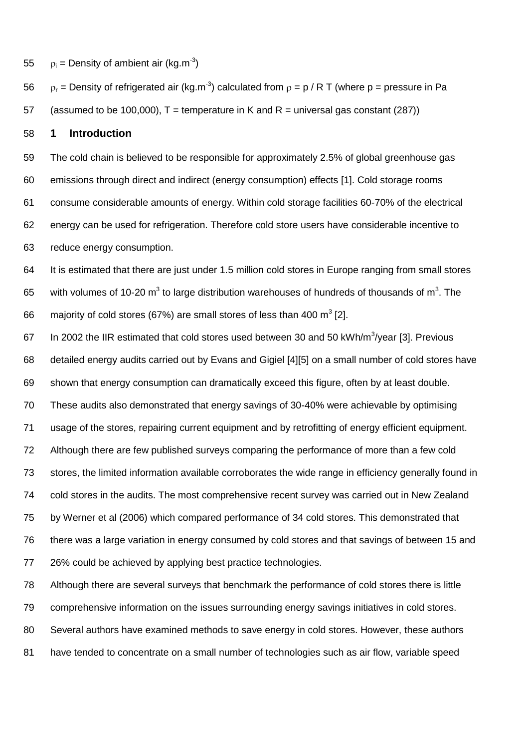$\rho_i$ = Density of ambient air (kg.m$^{-3}$)

$\rho_r$ = Density of refrigerated air (kg.m$^{-3}$) calculated from $\rho = p / R\,T$ (where p = pressure in Pa (assumed to be 100,000), T = temperature in K and R = universal gas constant (287))

## 1 Introduction

The cold chain is believed to be responsible for approximately 2.5% of global greenhouse gas emissions through direct and indirect (energy consumption) effects [1]. Cold storage rooms consume considerable amounts of energy. Within cold storage facilities 60-70% of the electrical energy can be used for refrigeration. Therefore cold store users have considerable incentive to reduce energy consumption.

It is estimated that there are just under 1.5 million cold stores in Europe ranging from small stores with volumes of 10-20 m$^3$ to large distribution warehouses of hundreds of thousands of m$^3$. The majority of cold stores (67%) are small stores of less than 400 m$^3$ [2].

In 2002 the IIR estimated that cold stores used between 30 and 50 kWh/m$^3$/year [3]. Previous detailed energy audits carried out by Evans and Gigiel [4][5] on a small number of cold stores have shown that energy consumption can dramatically exceed this figure, often by at least double. These audits also demonstrated that energy savings of 30-40% were achievable by optimising usage of the stores, repairing current equipment and by retrofitting of energy efficient equipment. Although there are few published surveys comparing the performance of more than a few cold stores, the limited information available corroborates the wide range in efficiency generally found in cold stores in the audits. The most comprehensive recent survey was carried out in New Zealand by Werner et al (2006) which compared performance of 34 cold stores. This demonstrated that there was a large variation in energy consumed by cold stores and that savings of between 15 and 26% could be achieved by applying best practice technologies.

Although there are several surveys that benchmark the performance of cold stores there is little comprehensive information on the issues surrounding energy savings initiatives in cold stores. Several authors have examined methods to save energy in cold stores. However, these authors have tended to concentrate on a small number of technologies such as air flow, variable speed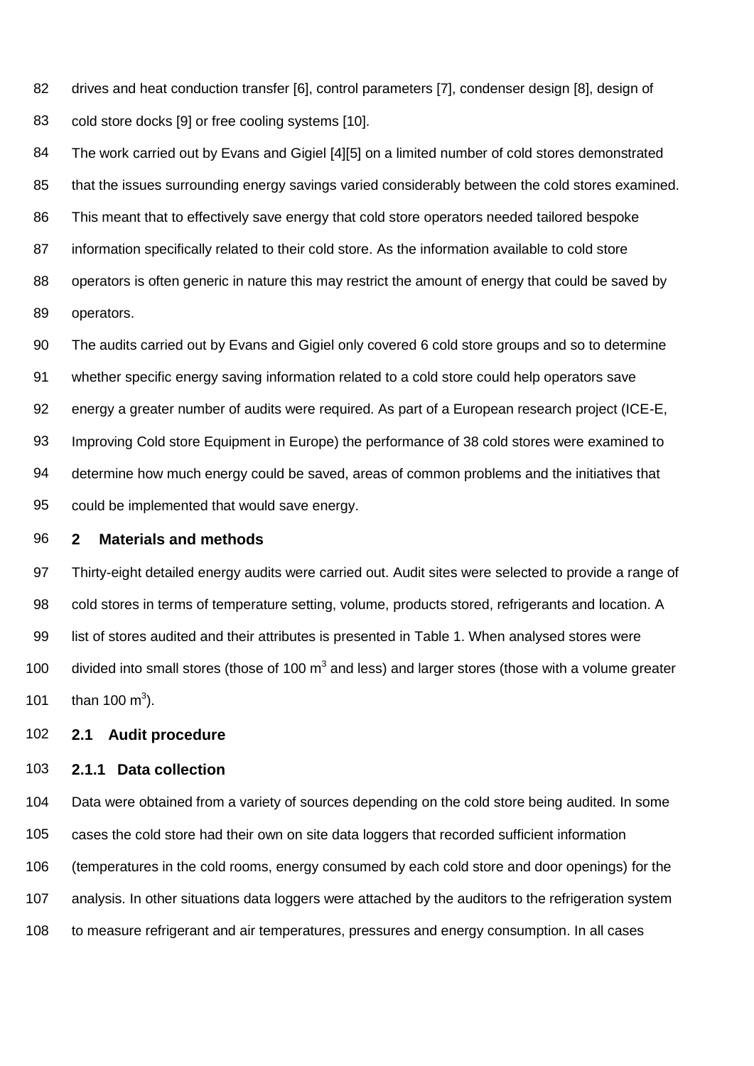drives and heat conduction transfer [6], control parameters [7], condenser design [8], design of cold store docks [9] or free cooling systems [10].

The work carried out by Evans and Gigiel [4][5] on a limited number of cold stores demonstrated that the issues surrounding energy savings varied considerably between the cold stores examined. This meant that to effectively save energy that cold store operators needed tailored bespoke information specifically related to their cold store. As the information available to cold store operators is often generic in nature this may restrict the amount of energy that could be saved by operators.

The audits carried out by Evans and Gigiel only covered 6 cold store groups and so to determine whether specific energy saving information related to a cold store could help operators save energy a greater number of audits were required. As part of a European research project (ICE-E, Improving Cold store Equipment in Europe) the performance of 38 cold stores were examined to determine how much energy could be saved, areas of common problems and the initiatives that could be implemented that would save energy.

# 2 Materials and methods

Thirty-eight detailed energy audits were carried out. Audit sites were selected to provide a range of cold stores in terms of temperature setting, volume, products stored, refrigerants and location. A list of stores audited and their attributes is presented in Table 1. When analysed stores were divided into small stores (those of 100 $m^3$ and less) and larger stores (those with a volume greater than 100 $m^3$).

## 2.1 Audit procedure

### 2.1.1 Data collection

Data were obtained from a variety of sources depending on the cold store being audited. In some cases the cold store had their own on site data loggers that recorded sufficient information (temperatures in the cold rooms, energy consumed by each cold store and door openings) for the analysis. In other situations data loggers were attached by the auditors to the refrigeration system to measure refrigerant and air temperatures, pressures and energy consumption. In all cases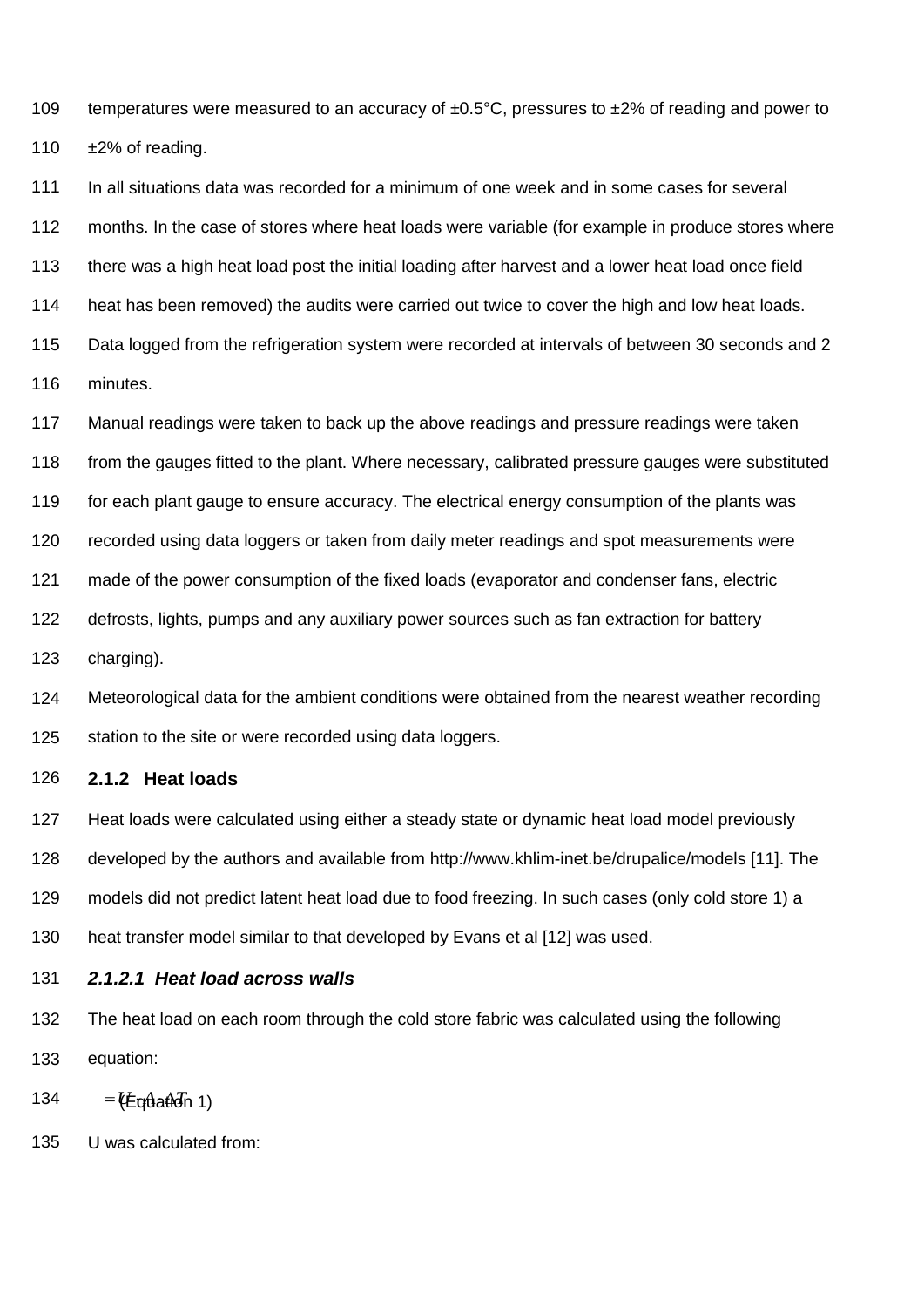temperatures were measured to an accuracy of ±0.5°C, pressures to ±2% of reading and power to ±2% of reading.

In all situations data was recorded for a minimum of one week and in some cases for several months. In the case of stores where heat loads were variable (for example in produce stores where there was a high heat load post the initial loading after harvest and a lower heat load once field heat has been removed) the audits were carried out twice to cover the high and low heat loads. Data logged from the refrigeration system were recorded at intervals of between 30 seconds and 2 minutes.

Manual readings were taken to back up the above readings and pressure readings were taken from the gauges fitted to the plant. Where necessary, calibrated pressure gauges were substituted for each plant gauge to ensure accuracy. The electrical energy consumption of the plants was recorded using data loggers or taken from daily meter readings and spot measurements were made of the power consumption of the fixed loads (evaporator and condenser fans, electric defrosts, lights, pumps and any auxiliary power sources such as fan extraction for battery charging).

Meteorological data for the ambient conditions were obtained from the nearest weather recording station to the site or were recorded using data loggers.

### 2.1.2 Heat loads

Heat loads were calculated using either a steady state or dynamic heat load model previously developed by the authors and available from http://www.khlim-inet.be/drupalice/models [11]. The models did not predict latent heat load due to food freezing. In such cases (only cold store 1) a heat transfer model similar to that developed by Evans et al [12] was used.

#### *2.1.2.1 Heat load across walls*

The heat load on each room through the cold store fabric was calculated using the following equation:

$$= U \cdot A \cdot \Delta T \quad \text{(Equation 1)}$$

U was calculated from: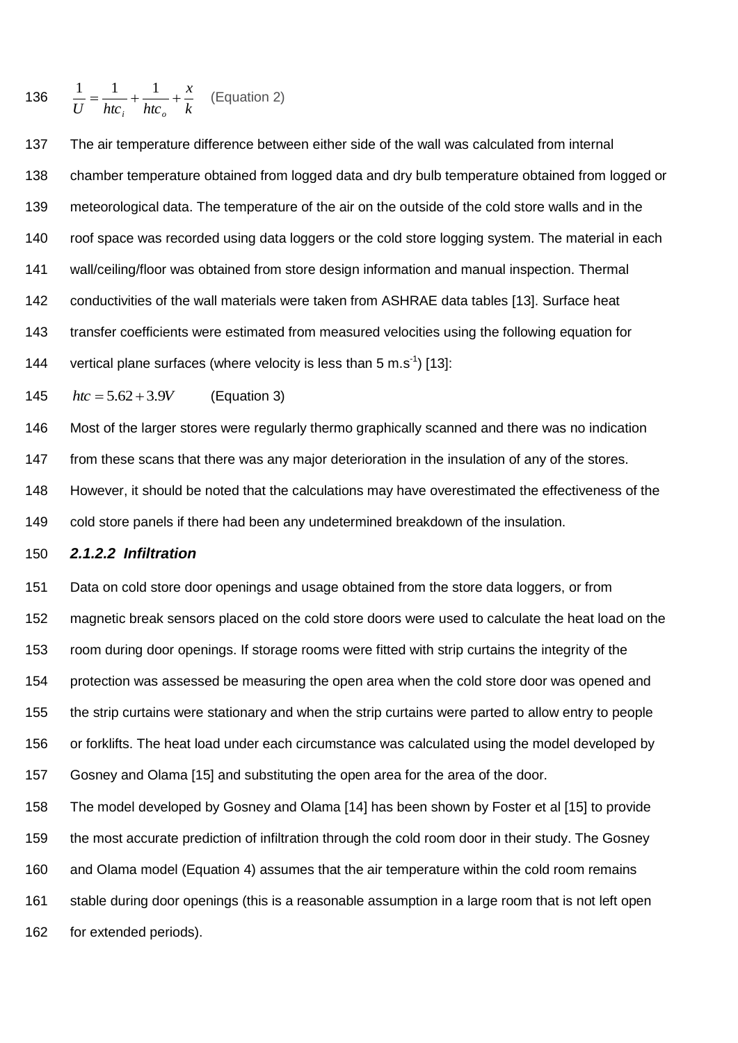$$\frac{1}{U} = \frac{1}{htc_i} + \frac{1}{htc_o} + \frac{x}{k} \quad \text{(Equation 2)}$$

The air temperature difference between either side of the wall was calculated from internal chamber temperature obtained from logged data and dry bulb temperature obtained from logged or meteorological data. The temperature of the air on the outside of the cold store walls and in the roof space was recorded using data loggers or the cold store logging system. The material in each wall/ceiling/floor was obtained from store design information and manual inspection. Thermal conductivities of the wall materials were taken from ASHRAE data tables [13]. Surface heat transfer coefficients were estimated from measured velocities using the following equation for vertical plane surfaces (where velocity is less than 5 $m.s^{-1}$) [13]:

$$htc = 5.62 + 3.9V \quad \text{(Equation 3)}$$

Most of the larger stores were regularly thermo graphically scanned and there was no indication from these scans that there was any major deterioration in the insulation of any of the stores. However, it should be noted that the calculations may have overestimated the effectiveness of the cold store panels if there had been any undetermined breakdown of the insulation.

#### *2.1.2.2 Infiltration*

Data on cold store door openings and usage obtained from the store data loggers, or from magnetic break sensors placed on the cold store doors were used to calculate the heat load on the room during door openings. If storage rooms were fitted with strip curtains the integrity of the protection was assessed be measuring the open area when the cold store door was opened and the strip curtains were stationary and when the strip curtains were parted to allow entry to people or forklifts. The heat load under each circumstance was calculated using the model developed by Gosney and Olama [15] and substituting the open area for the area of the door.

The model developed by Gosney and Olama [14] has been shown by Foster et al [15] to provide the most accurate prediction of infiltration through the cold room door in their study. The Gosney and Olama model (Equation 4) assumes that the air temperature within the cold room remains stable during door openings (this is a reasonable assumption in a large room that is not left open for extended periods).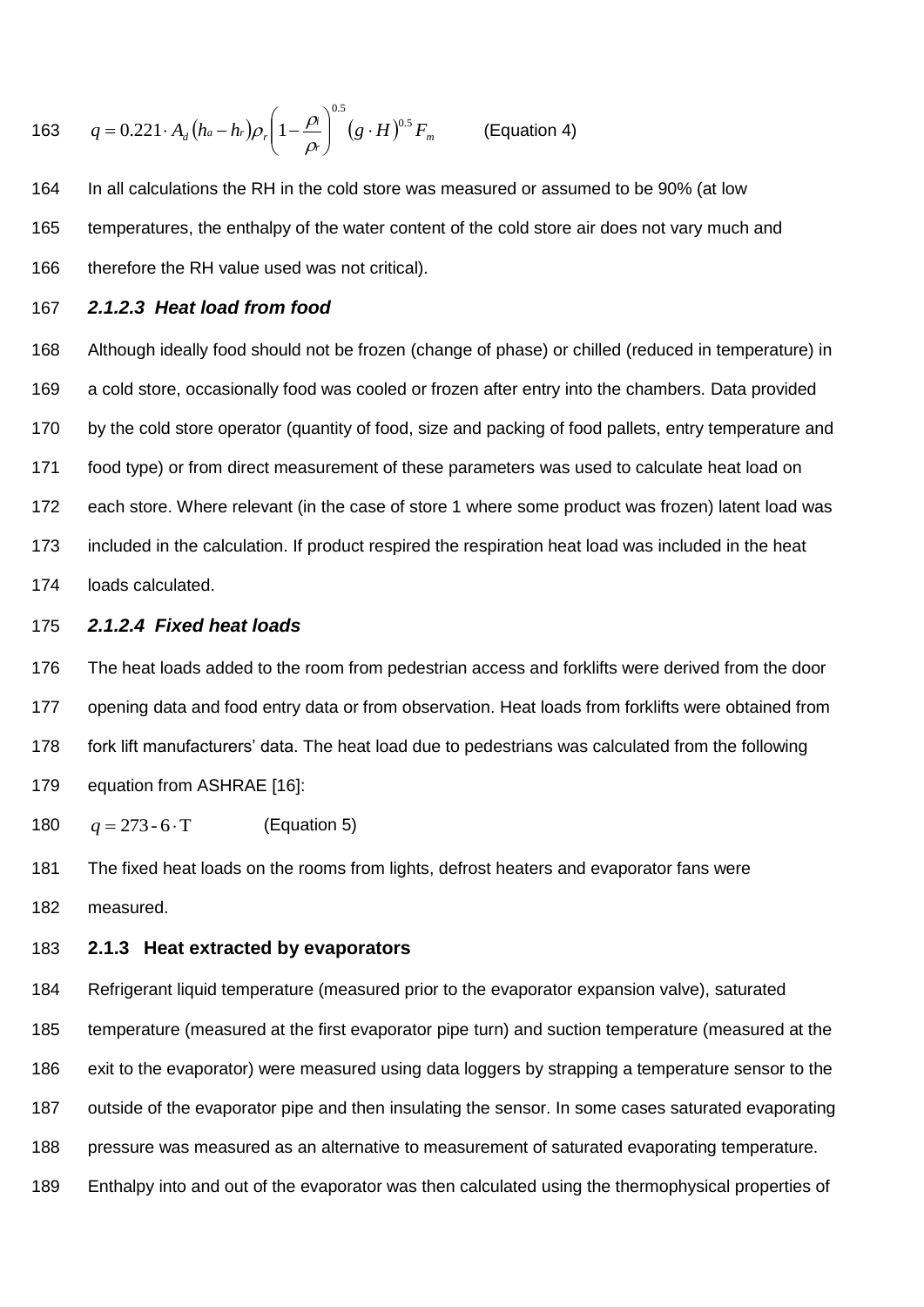$$q = 0.221 \cdot A_d \left(h_a - h_r\right)\rho_r \left(1 - \frac{\rho_i}{\rho_r}\right)^{0.5} \left(g \cdot H\right)^{0.5} F_m \qquad \text{(Equation 4)}$$

In all calculations the RH in the cold store was measured or assumed to be 90% (at low temperatures, the enthalpy of the water content of the cold store air does not vary much and therefore the RH value used was not critical).

#### *2.1.2.3 Heat load from food*

Although ideally food should not be frozen (change of phase) or chilled (reduced in temperature) in a cold store, occasionally food was cooled or frozen after entry into the chambers. Data provided by the cold store operator (quantity of food, size and packing of food pallets, entry temperature and food type) or from direct measurement of these parameters was used to calculate heat load on each store. Where relevant (in the case of store 1 where some product was frozen) latent load was included in the calculation. If product respired the respiration heat load was included in the heat loads calculated.

#### *2.1.2.4 Fixed heat loads*

The heat loads added to the room from pedestrian access and forklifts were derived from the door opening data and food entry data or from observation. Heat loads from forklifts were obtained from fork lift manufacturers' data. The heat load due to pedestrians was calculated from the following equation from ASHRAE [16]:

$$q = 273 - 6 \cdot \mathrm{T} \qquad \text{(Equation 5)}$$

The fixed heat loads on the rooms from lights, defrost heaters and evaporator fans were measured.

### 2.1.3 Heat extracted by evaporators

Refrigerant liquid temperature (measured prior to the evaporator expansion valve), saturated temperature (measured at the first evaporator pipe turn) and suction temperature (measured at the exit to the evaporator) were measured using data loggers by strapping a temperature sensor to the outside of the evaporator pipe and then insulating the sensor. In some cases saturated evaporating pressure was measured as an alternative to measurement of saturated evaporating temperature. Enthalpy into and out of the evaporator was then calculated using the thermophysical properties of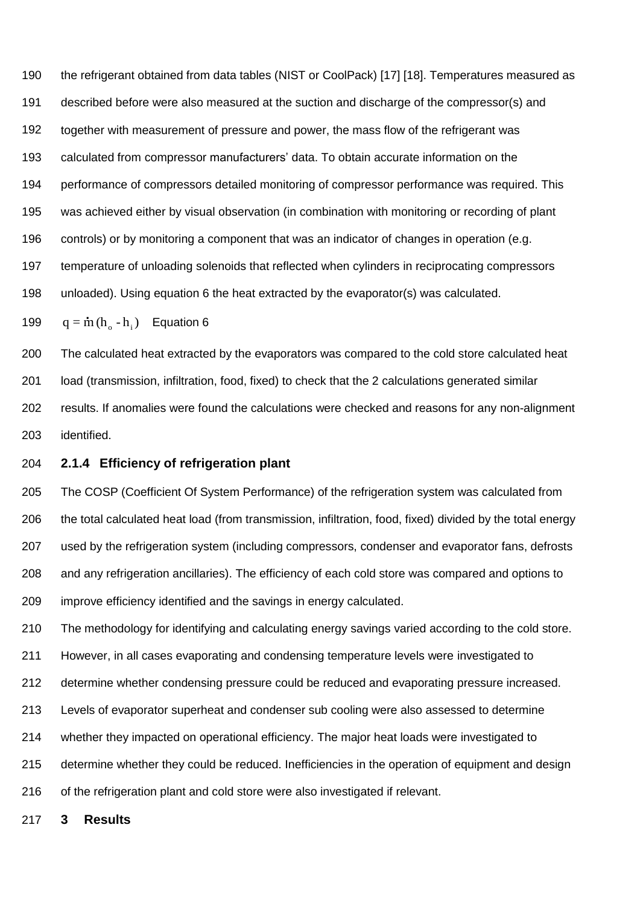the refrigerant obtained from data tables (NIST or CoolPack) [17] [18]. Temperatures measured as described before were also measured at the suction and discharge of the compressor(s) and together with measurement of pressure and power, the mass flow of the refrigerant was calculated from compressor manufacturers' data. To obtain accurate information on the performance of compressors detailed monitoring of compressor performance was required. This was achieved either by visual observation (in combination with monitoring or recording of plant controls) or by monitoring a component that was an indicator of changes in operation (e.g. temperature of unloading solenoids that reflected when cylinders in reciprocating compressors unloaded). Using equation 6 the heat extracted by the evaporator(s) was calculated.

$$q = \dot{m}\,(h_o - h_i) \quad \text{Equation 6}$$

The calculated heat extracted by the evaporators was compared to the cold store calculated heat load (transmission, infiltration, food, fixed) to check that the 2 calculations generated similar results. If anomalies were found the calculations were checked and reasons for any non-alignment identified.

### 2.1.4 Efficiency of refrigeration plant

The COSP (Coefficient Of System Performance) of the refrigeration system was calculated from the total calculated heat load (from transmission, infiltration, food, fixed) divided by the total energy used by the refrigeration system (including compressors, condenser and evaporator fans, defrosts and any refrigeration ancillaries). The efficiency of each cold store was compared and options to improve efficiency identified and the savings in energy calculated.

The methodology for identifying and calculating energy savings varied according to the cold store. However, in all cases evaporating and condensing temperature levels were investigated to determine whether condensing pressure could be reduced and evaporating pressure increased. Levels of evaporator superheat and condenser sub cooling were also assessed to determine whether they impacted on operational efficiency. The major heat loads were investigated to determine whether they could be reduced. Inefficiencies in the operation of equipment and design of the refrigeration plant and cold store were also investigated if relevant.

## 3 Results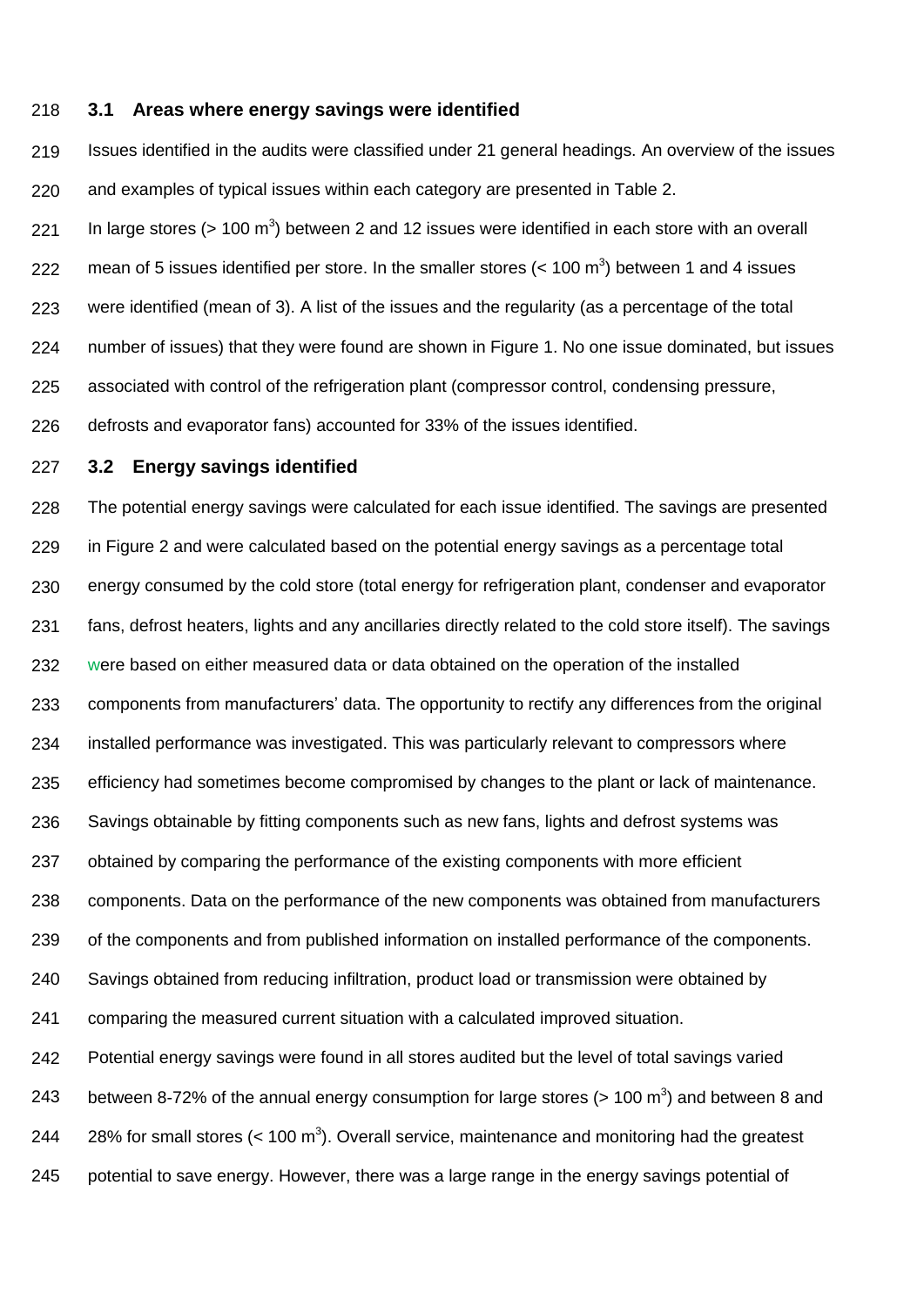### 3.1 Areas where energy savings were identified

Issues identified in the audits were classified under 21 general headings. An overview of the issues and examples of typical issues within each category are presented in Table 2.

In large stores (> 100 m$^3$) between 2 and 12 issues were identified in each store with an overall mean of 5 issues identified per store. In the smaller stores (< 100 m$^3$) between 1 and 4 issues were identified (mean of 3). A list of the issues and the regularity (as a percentage of the total number of issues) that they were found are shown in Figure 1. No one issue dominated, but issues associated with control of the refrigeration plant (compressor control, condensing pressure, defrosts and evaporator fans) accounted for 33% of the issues identified.

### 3.2 Energy savings identified

The potential energy savings were calculated for each issue identified. The savings are presented in Figure 2 and were calculated based on the potential energy savings as a percentage total energy consumed by the cold store (total energy for refrigeration plant, condenser and evaporator fans, defrost heaters, lights and any ancillaries directly related to the cold store itself). The savings were based on either measured data or data obtained on the operation of the installed components from manufacturers' data. The opportunity to rectify any differences from the original installed performance was investigated. This was particularly relevant to compressors where efficiency had sometimes become compromised by changes to the plant or lack of maintenance. Savings obtainable by fitting components such as new fans, lights and defrost systems was obtained by comparing the performance of the existing components with more efficient components. Data on the performance of the new components was obtained from manufacturers of the components and from published information on installed performance of the components. Savings obtained from reducing infiltration, product load or transmission were obtained by comparing the measured current situation with a calculated improved situation.

Potential energy savings were found in all stores audited but the level of total savings varied between 8-72% of the annual energy consumption for large stores (> 100 m$^3$) and between 8 and 28% for small stores (< 100 m$^3$). Overall service, maintenance and monitoring had the greatest potential to save energy. However, there was a large range in the energy savings potential of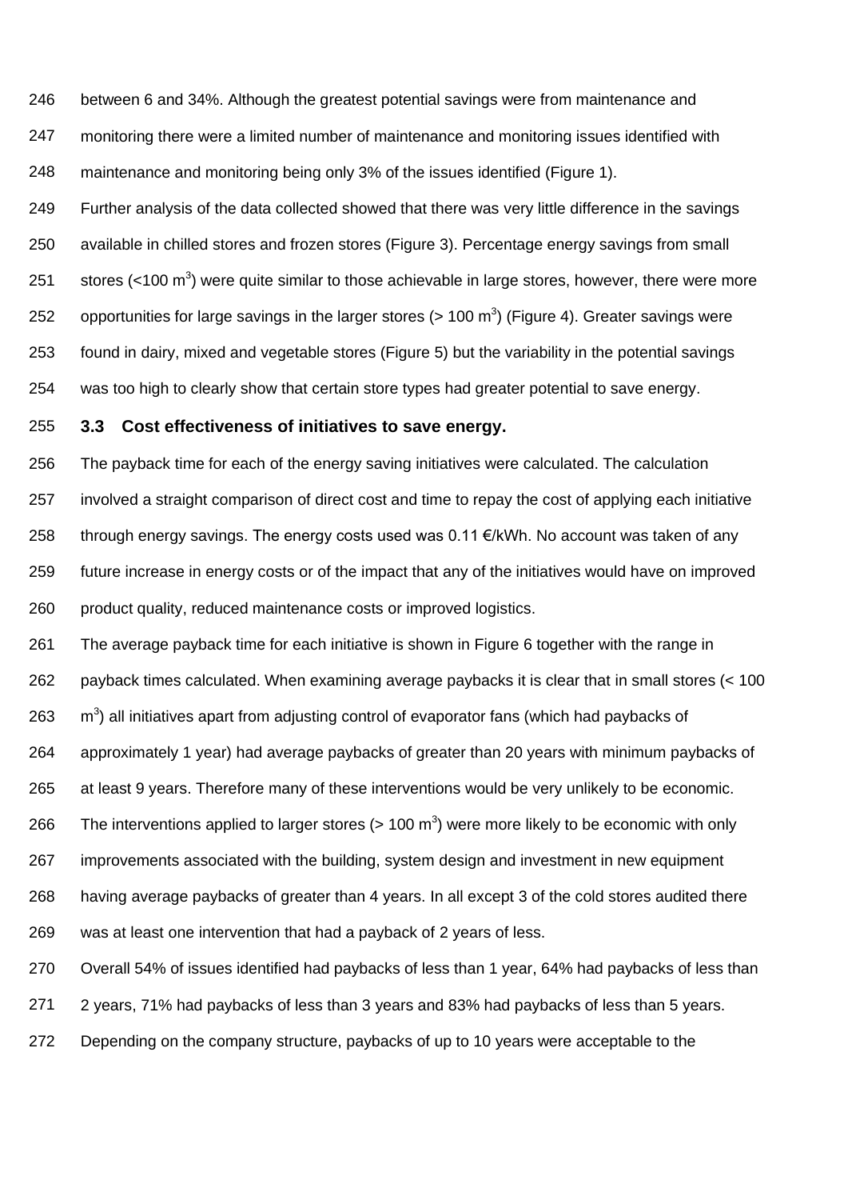between 6 and 34%. Although the greatest potential savings were from maintenance and monitoring there were a limited number of maintenance and monitoring issues identified with maintenance and monitoring being only 3% of the issues identified (Figure 1).

Further analysis of the data collected showed that there was very little difference in the savings available in chilled stores and frozen stores (Figure 3). Percentage energy savings from small stores (<100 $m^3$) were quite similar to those achievable in large stores, however, there were more opportunities for large savings in the larger stores (> 100 $m^3$) (Figure 4). Greater savings were found in dairy, mixed and vegetable stores (Figure 5) but the variability in the potential savings was too high to clearly show that certain store types had greater potential to save energy.

### 3.3 Cost effectiveness of initiatives to save energy.

The payback time for each of the energy saving initiatives were calculated. The calculation involved a straight comparison of direct cost and time to repay the cost of applying each initiative through energy savings. The energy costs used was 0.11 €/kWh. No account was taken of any future increase in energy costs or of the impact that any of the initiatives would have on improved product quality, reduced maintenance costs or improved logistics.

The average payback time for each initiative is shown in Figure 6 together with the range in payback times calculated. When examining average paybacks it is clear that in small stores (< 100 $m^3$) all initiatives apart from adjusting control of evaporator fans (which had paybacks of approximately 1 year) had average paybacks of greater than 20 years with minimum paybacks of at least 9 years. Therefore many of these interventions would be very unlikely to be economic. The interventions applied to larger stores (> 100 $m^3$) were more likely to be economic with only improvements associated with the building, system design and investment in new equipment having average paybacks of greater than 4 years. In all except 3 of the cold stores audited there was at least one intervention that had a payback of 2 years of less.

Overall 54% of issues identified had paybacks of less than 1 year, 64% had paybacks of less than 2 years, 71% had paybacks of less than 3 years and 83% had paybacks of less than 5 years. Depending on the company structure, paybacks of up to 10 years were acceptable to the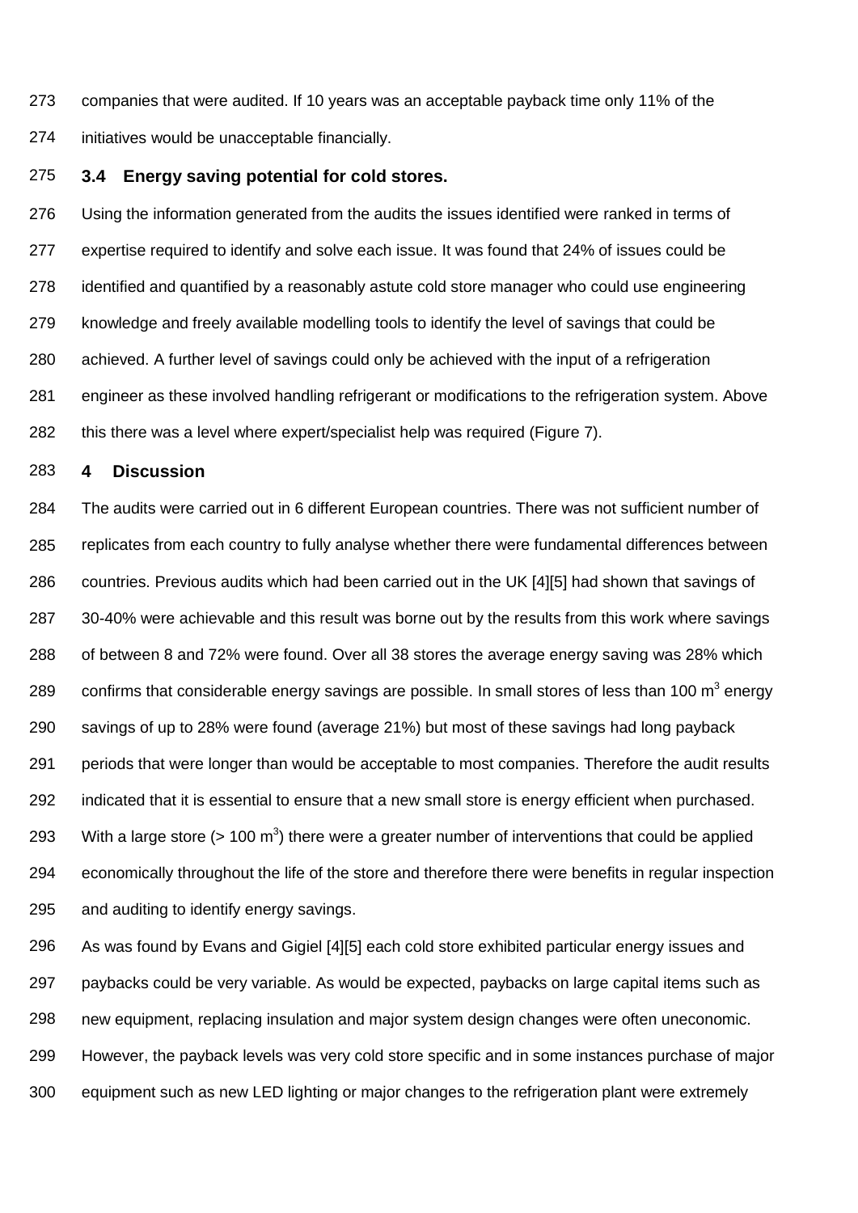companies that were audited. If 10 years was an acceptable payback time only 11% of the initiatives would be unacceptable financially.

## 3.4 Energy saving potential for cold stores.

Using the information generated from the audits the issues identified were ranked in terms of expertise required to identify and solve each issue. It was found that 24% of issues could be identified and quantified by a reasonably astute cold store manager who could use engineering knowledge and freely available modelling tools to identify the level of savings that could be achieved. A further level of savings could only be achieved with the input of a refrigeration engineer as these involved handling refrigerant or modifications to the refrigeration system. Above this there was a level where expert/specialist help was required (Figure 7).

# 4 Discussion

The audits were carried out in 6 different European countries. There was not sufficient number of replicates from each country to fully analyse whether there were fundamental differences between countries. Previous audits which had been carried out in the UK [4][5] had shown that savings of 30-40% were achievable and this result was borne out by the results from this work where savings of between 8 and 72% were found. Over all 38 stores the average energy saving was 28% which confirms that considerable energy savings are possible. In small stores of less than 100 $m^3$ energy savings of up to 28% were found (average 21%) but most of these savings had long payback periods that were longer than would be acceptable to most companies. Therefore the audit results indicated that it is essential to ensure that a new small store is energy efficient when purchased. With a large store (> 100 $m^3$) there were a greater number of interventions that could be applied economically throughout the life of the store and therefore there were benefits in regular inspection and auditing to identify energy savings.

As was found by Evans and Gigiel [4][5] each cold store exhibited particular energy issues and paybacks could be very variable. As would be expected, paybacks on large capital items such as new equipment, replacing insulation and major system design changes were often uneconomic. However, the payback levels was very cold store specific and in some instances purchase of major equipment such as new LED lighting or major changes to the refrigeration plant were extremely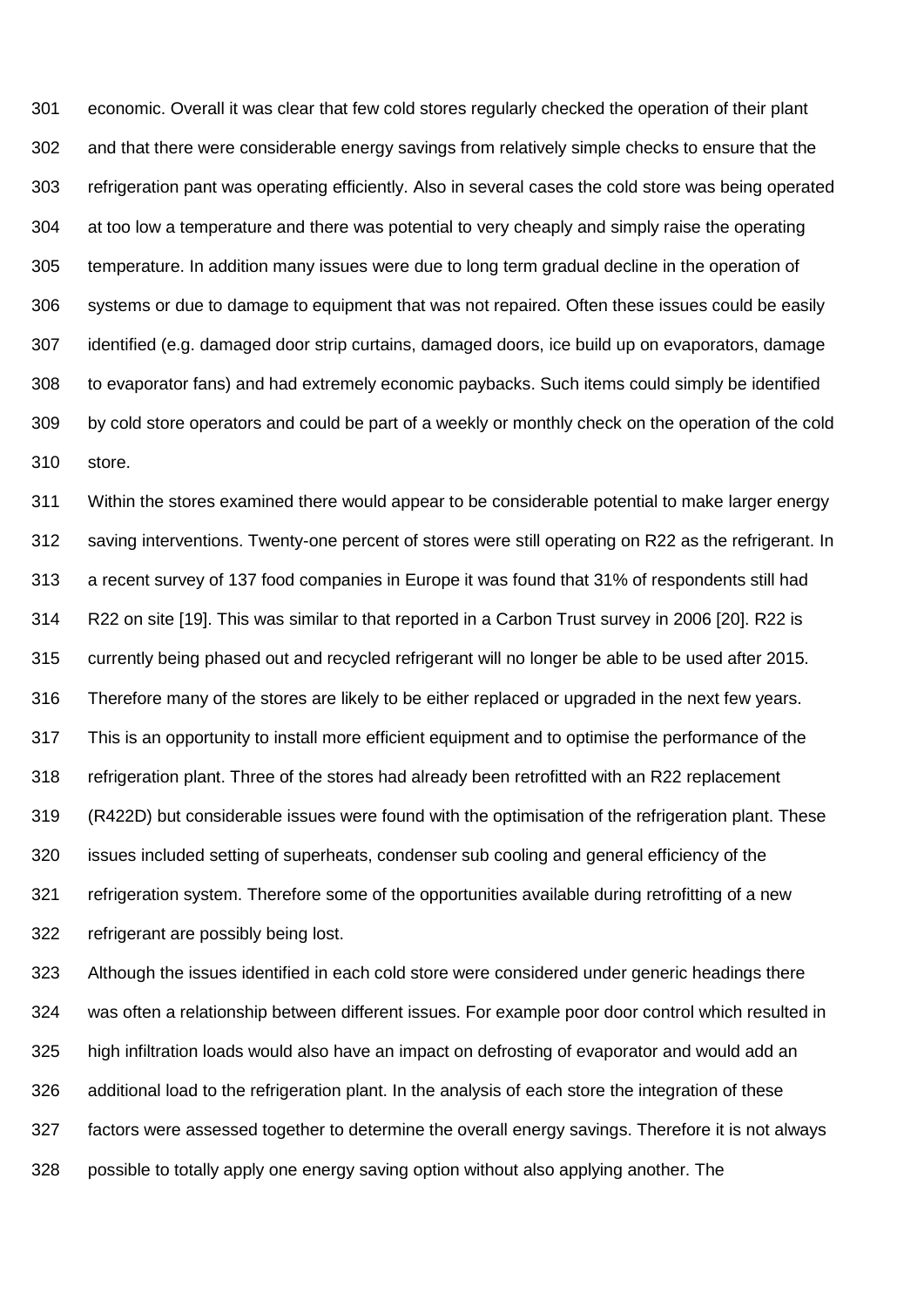economic. Overall it was clear that few cold stores regularly checked the operation of their plant and that there were considerable energy savings from relatively simple checks to ensure that the refrigeration pant was operating efficiently. Also in several cases the cold store was being operated at too low a temperature and there was potential to very cheaply and simply raise the operating temperature. In addition many issues were due to long term gradual decline in the operation of systems or due to damage to equipment that was not repaired. Often these issues could be easily identified (e.g. damaged door strip curtains, damaged doors, ice build up on evaporators, damage to evaporator fans) and had extremely economic paybacks. Such items could simply be identified by cold store operators and could be part of a weekly or monthly check on the operation of the cold store.

Within the stores examined there would appear to be considerable potential to make larger energy saving interventions. Twenty-one percent of stores were still operating on R22 as the refrigerant. In a recent survey of 137 food companies in Europe it was found that 31% of respondents still had R22 on site [19]. This was similar to that reported in a Carbon Trust survey in 2006 [20]. R22 is currently being phased out and recycled refrigerant will no longer be able to be used after 2015. Therefore many of the stores are likely to be either replaced or upgraded in the next few years. This is an opportunity to install more efficient equipment and to optimise the performance of the refrigeration plant. Three of the stores had already been retrofitted with an R22 replacement (R422D) but considerable issues were found with the optimisation of the refrigeration plant. These issues included setting of superheats, condenser sub cooling and general efficiency of the refrigeration system. Therefore some of the opportunities available during retrofitting of a new refrigerant are possibly being lost.

Although the issues identified in each cold store were considered under generic headings there was often a relationship between different issues. For example poor door control which resulted in high infiltration loads would also have an impact on defrosting of evaporator and would add an additional load to the refrigeration plant. In the analysis of each store the integration of these factors were assessed together to determine the overall energy savings. Therefore it is not always possible to totally apply one energy saving option without also applying another. The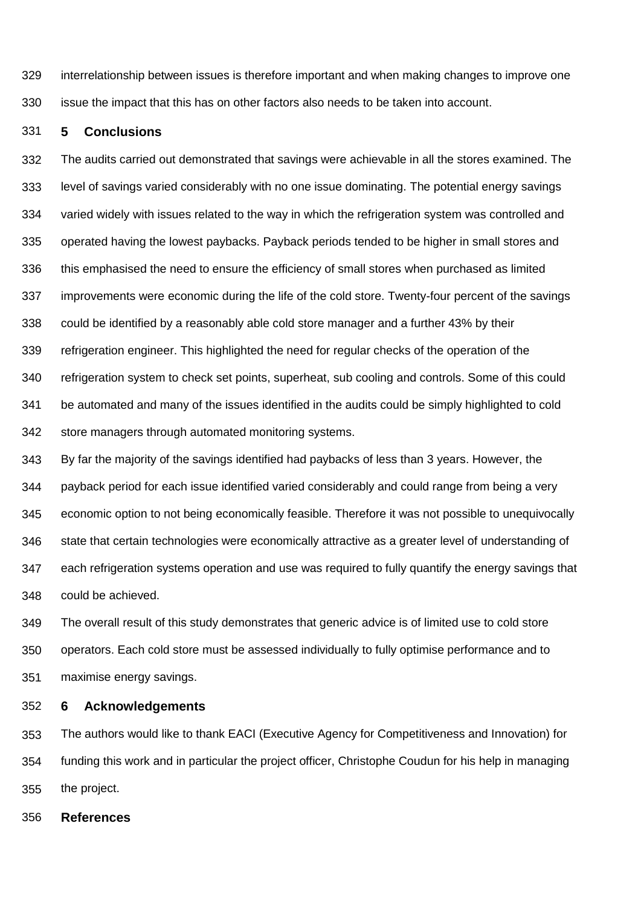interrelationship between issues is therefore important and when making changes to improve one issue the impact that this has on other factors also needs to be taken into account.

## 5 Conclusions

The audits carried out demonstrated that savings were achievable in all the stores examined. The level of savings varied considerably with no one issue dominating. The potential energy savings varied widely with issues related to the way in which the refrigeration system was controlled and operated having the lowest paybacks. Payback periods tended to be higher in small stores and this emphasised the need to ensure the efficiency of small stores when purchased as limited improvements were economic during the life of the cold store. Twenty-four percent of the savings could be identified by a reasonably able cold store manager and a further 43% by their refrigeration engineer. This highlighted the need for regular checks of the operation of the refrigeration system to check set points, superheat, sub cooling and controls. Some of this could be automated and many of the issues identified in the audits could be simply highlighted to cold store managers through automated monitoring systems.

By far the majority of the savings identified had paybacks of less than 3 years. However, the payback period for each issue identified varied considerably and could range from being a very economic option to not being economically feasible. Therefore it was not possible to unequivocally state that certain technologies were economically attractive as a greater level of understanding of each refrigeration systems operation and use was required to fully quantify the energy savings that could be achieved.

The overall result of this study demonstrates that generic advice is of limited use to cold store operators. Each cold store must be assessed individually to fully optimise performance and to maximise energy savings.

## 6 Acknowledgements

The authors would like to thank EACI (Executive Agency for Competitiveness and Innovation) for funding this work and in particular the project officer, Christophe Coudun for his help in managing the project.

## References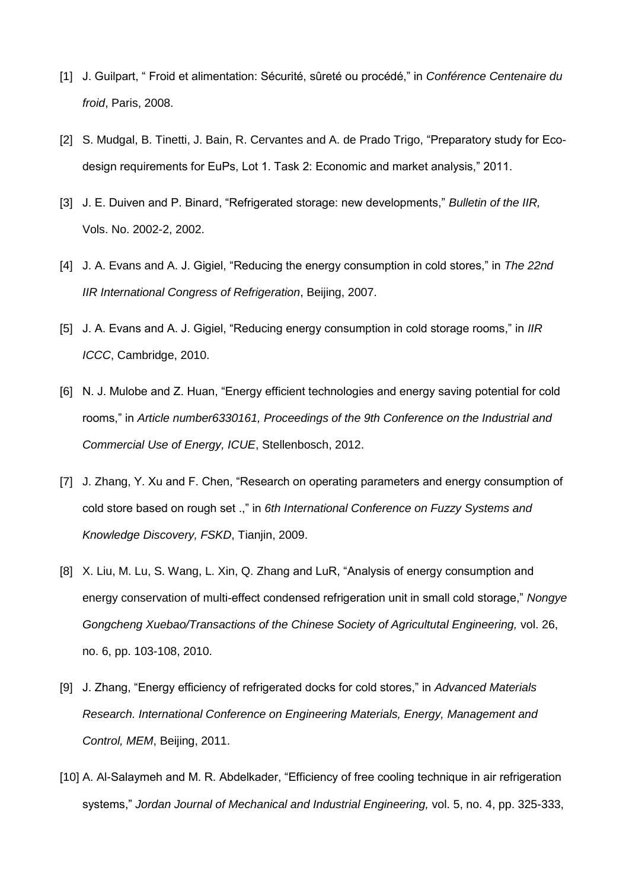[1] J. Guilpart, " Froid et alimentation: Sécurité, sûreté ou procédé," in *Conférence Centenaire du froid*, Paris, 2008.

[2] S. Mudgal, B. Tinetti, J. Bain, R. Cervantes and A. de Prado Trigo, "Preparatory study for Eco-design requirements for EuPs, Lot 1. Task 2: Economic and market analysis," 2011.

[3] J. E. Duiven and P. Binard, "Refrigerated storage: new developments," *Bulletin of the IIR,* Vols. No. 2002-2, 2002.

[4] J. A. Evans and A. J. Gigiel, "Reducing the energy consumption in cold stores," in *The 22nd IIR International Congress of Refrigeration*, Beijing, 2007.

[5] J. A. Evans and A. J. Gigiel, "Reducing energy consumption in cold storage rooms," in *IIR ICCC*, Cambridge, 2010.

[6] N. J. Mulobe and Z. Huan, "Energy efficient technologies and energy saving potential for cold rooms," in *Article number6330161, Proceedings of the 9th Conference on the Industrial and Commercial Use of Energy, ICUE*, Stellenbosch, 2012.

[7] J. Zhang, Y. Xu and F. Chen, "Research on operating parameters and energy consumption of cold store based on rough set .," in *6th International Conference on Fuzzy Systems and Knowledge Discovery, FSKD*, Tianjin, 2009.

[8] X. Liu, M. Lu, S. Wang, L. Xin, Q. Zhang and LuR, "Analysis of energy consumption and energy conservation of multi-effect condensed refrigeration unit in small cold storage," *Nongye Gongcheng Xuebao/Transactions of the Chinese Society of Agricultutal Engineering,* vol. 26, no. 6, pp. 103-108, 2010.

[9] J. Zhang, "Energy efficiency of refrigerated docks for cold stores," in *Advanced Materials Research. International Conference on Engineering Materials, Energy, Management and Control, MEM*, Beijing, 2011.

[10] A. Al-Salaymeh and M. R. Abdelkader, "Efficiency of free cooling technique in air refrigeration systems," *Jordan Journal of Mechanical and Industrial Engineering,* vol. 5, no. 4, pp. 325-333,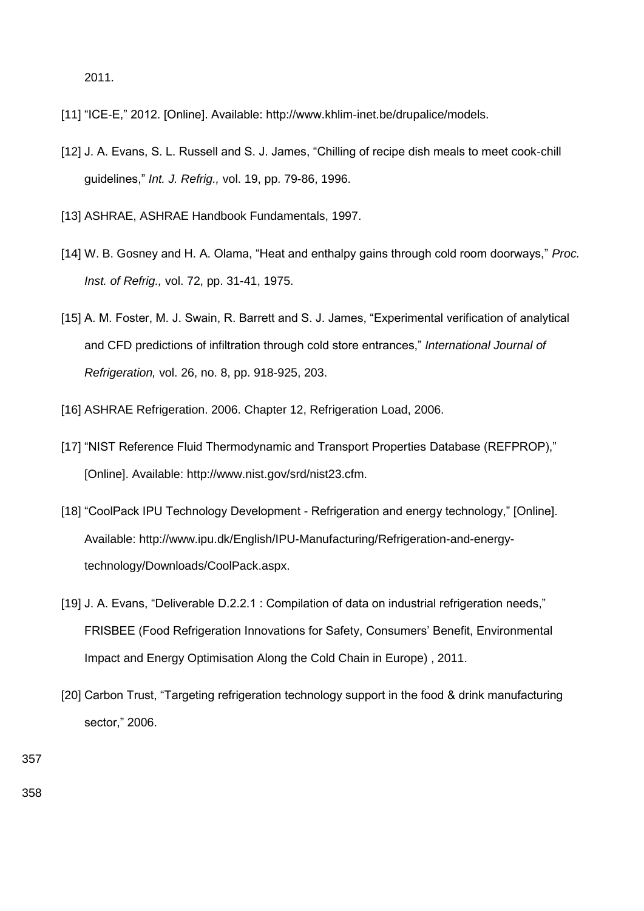2011.

[11] “ICE-E,” 2012. [Online]. Available: http://www.khlim-inet.be/drupalice/models.

[12] J. A. Evans, S. L. Russell and S. J. James, “Chilling of recipe dish meals to meet cook-chill guidelines,” *Int. J. Refrig.,* vol. 19, pp. 79-86, 1996.

[13] ASHRAE, ASHRAE Handbook Fundamentals, 1997.

[14] W. B. Gosney and H. A. Olama, “Heat and enthalpy gains through cold room doorways,” *Proc. Inst. of Refrig.,* vol. 72, pp. 31-41, 1975.

[15] A. M. Foster, M. J. Swain, R. Barrett and S. J. James, “Experimental verification of analytical and CFD predictions of infiltration through cold store entrances,” *International Journal of Refrigeration,* vol. 26, no. 8, pp. 918-925, 203.

[16] ASHRAE Refrigeration. 2006. Chapter 12, Refrigeration Load, 2006.

[17] “NIST Reference Fluid Thermodynamic and Transport Properties Database (REFPROP),” [Online]. Available: http://www.nist.gov/srd/nist23.cfm.

[18] “CoolPack IPU Technology Development - Refrigeration and energy technology,” [Online]. Available: http://www.ipu.dk/English/IPU-Manufacturing/Refrigeration-and-energy-technology/Downloads/CoolPack.aspx.

[19] J. A. Evans, “Deliverable D.2.2.1 : Compilation of data on industrial refrigeration needs,” FRISBEE (Food Refrigeration Innovations for Safety, Consumers’ Benefit, Environmental Impact and Energy Optimisation Along the Cold Chain in Europe) , 2011.

[20] Carbon Trust, “Targeting refrigeration technology support in the food & drink manufacturing sector,” 2006.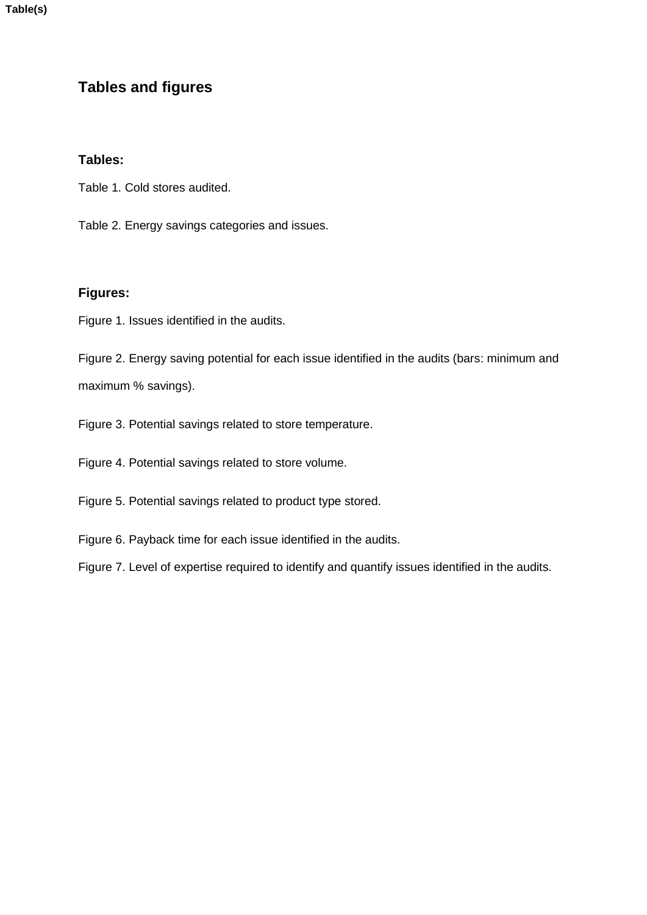# Tables and figures

**Tables:**

Table 1. Cold stores audited.

Table 2. Energy savings categories and issues.

**Figures:**

Figure 1. Issues identified in the audits.

Figure 2. Energy saving potential for each issue identified in the audits (bars: minimum and maximum % savings).

Figure 3. Potential savings related to store temperature.

Figure 4. Potential savings related to store volume.

Figure 5. Potential savings related to product type stored.

Figure 6. Payback time for each issue identified in the audits.

Figure 7. Level of expertise required to identify and quantify issues identified in the audits.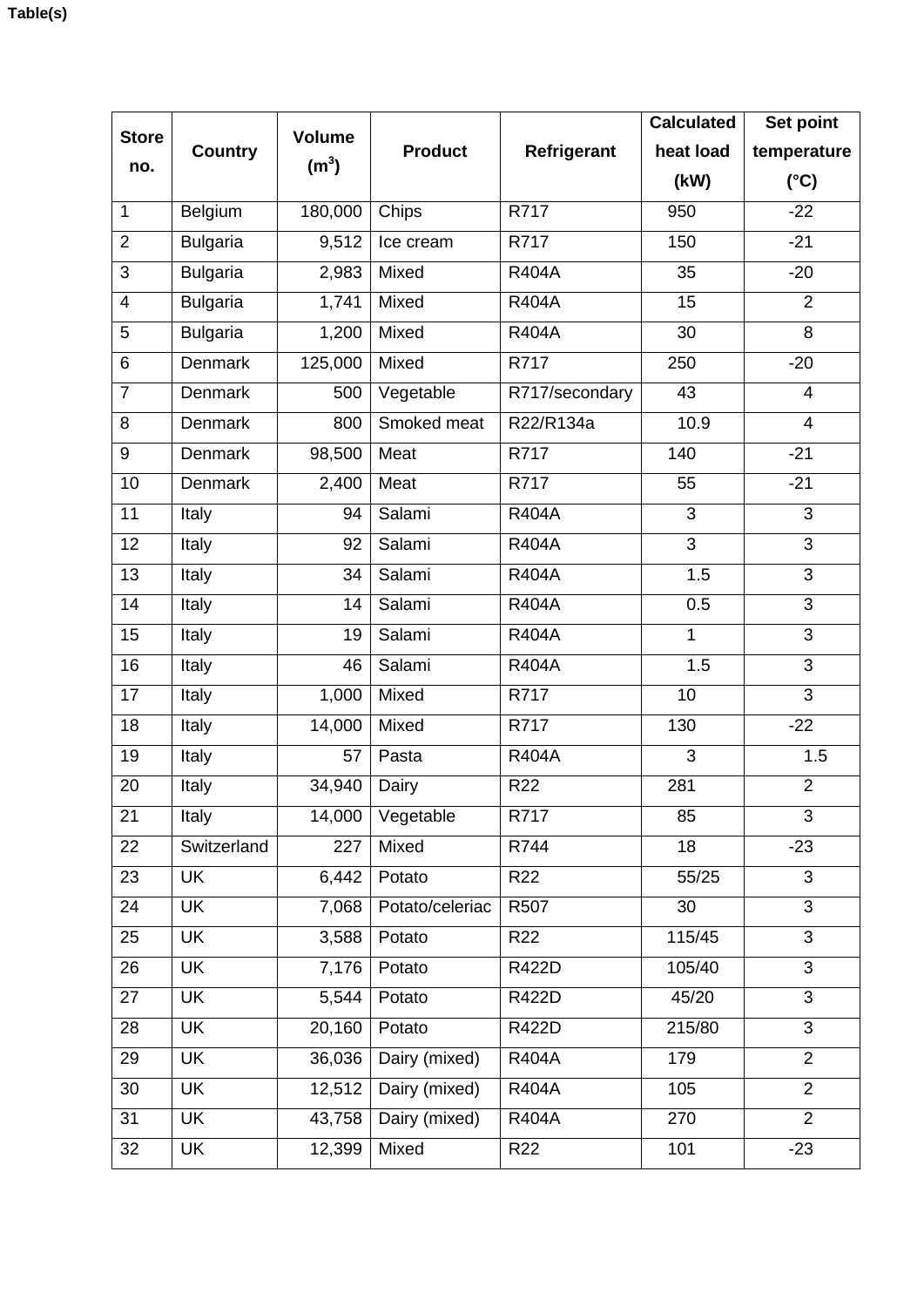**Table(s)**

| Store no. | Country | Volume ($m^3$) | Product | Refrigerant | Calculated heat load (kW) | Set point temperature (°C) |
|---|---|---|---|---|---|---|
| 1 | Belgium | 180,000 | Chips | R717 | 950 | -22 |
| 2 | Bulgaria | 9,512 | Ice cream | R717 | 150 | -21 |
| 3 | Bulgaria | 2,983 | Mixed | R404A | 35 | -20 |
| 4 | Bulgaria | 1,741 | Mixed | R404A | 15 | 2 |
| 5 | Bulgaria | 1,200 | Mixed | R404A | 30 | 8 |
| 6 | Denmark | 125,000 | Mixed | R717 | 250 | -20 |
| 7 | Denmark | 500 | Vegetable | R717/secondary | 43 | 4 |
| 8 | Denmark | 800 | Smoked meat | R22/R134a | 10.9 | 4 |
| 9 | Denmark | 98,500 | Meat | R717 | 140 | -21 |
| 10 | Denmark | 2,400 | Meat | R717 | 55 | -21 |
| 11 | Italy | 94 | Salami | R404A | 3 | 3 |
| 12 | Italy | 92 | Salami | R404A | 3 | 3 |
| 13 | Italy | 34 | Salami | R404A | 1.5 | 3 |
| 14 | Italy | 14 | Salami | R404A | 0.5 | 3 |
| 15 | Italy | 19 | Salami | R404A | 1 | 3 |
| 16 | Italy | 46 | Salami | R404A | 1.5 | 3 |
| 17 | Italy | 1,000 | Mixed | R717 | 10 | 3 |
| 18 | Italy | 14,000 | Mixed | R717 | 130 | -22 |
| 19 | Italy | 57 | Pasta | R404A | 3 | 1.5 |
| 20 | Italy | 34,940 | Dairy | R22 | 281 | 2 |
| 21 | Italy | 14,000 | Vegetable | R717 | 85 | 3 |
| 22 | Switzerland | 227 | Mixed | R744 | 18 | -23 |
| 23 | UK | 6,442 | Potato | R22 | 55/25 | 3 |
| 24 | UK | 7,068 | Potato/celeriac | R507 | 30 | 3 |
| 25 | UK | 3,588 | Potato | R22 | 115/45 | 3 |
| 26 | UK | 7,176 | Potato | R422D | 105/40 | 3 |
| 27 | UK | 5,544 | Potato | R422D | 45/20 | 3 |
| 28 | UK | 20,160 | Potato | R422D | 215/80 | 3 |
| 29 | UK | 36,036 | Dairy (mixed) | R404A | 179 | 2 |
| 30 | UK | 12,512 | Dairy (mixed) | R404A | 105 | 2 |
| 31 | UK | 43,758 | Dairy (mixed) | R404A | 270 | 2 |
| 32 | UK | 12,399 | Mixed | R22 | 101 | -23 |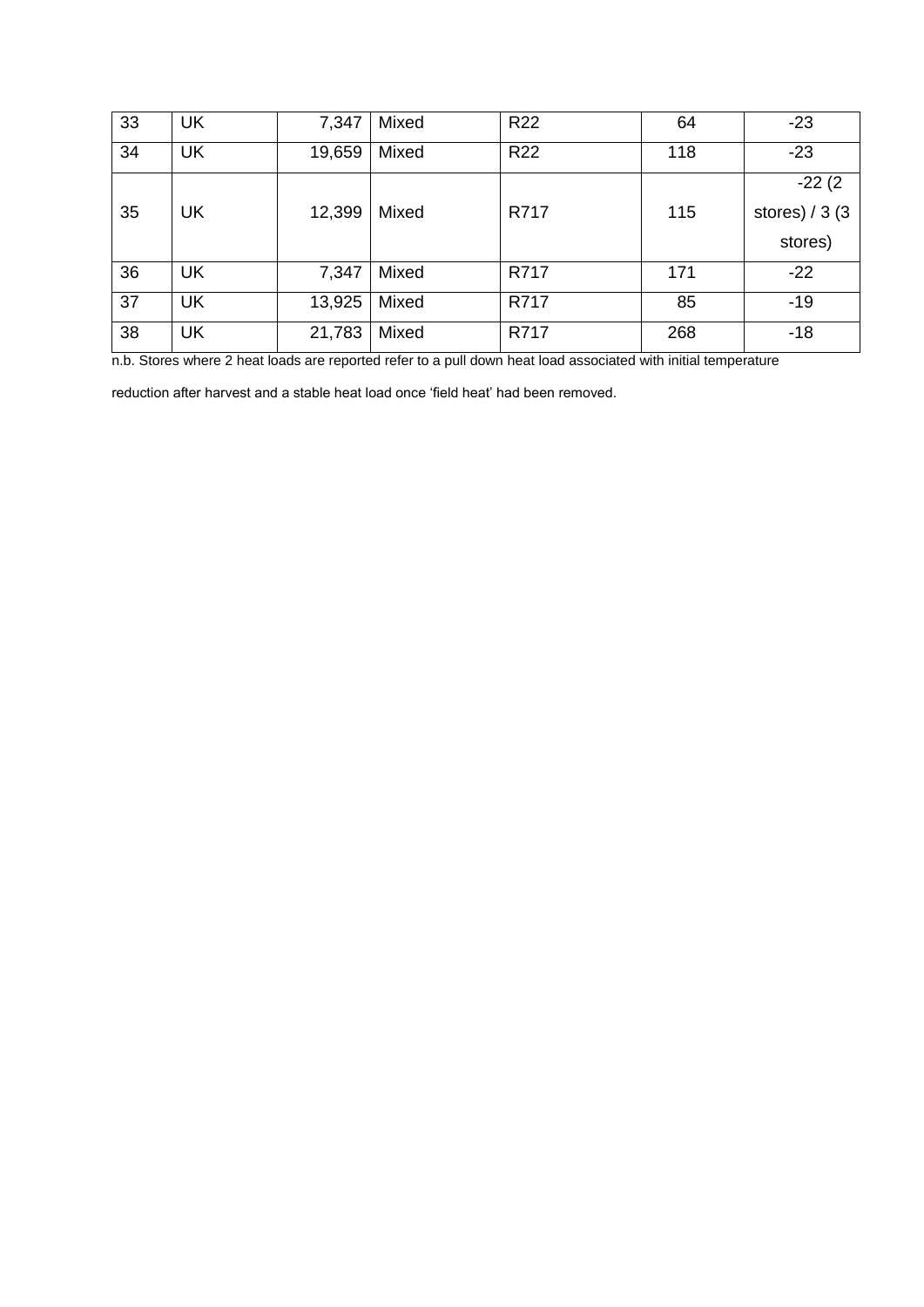| 33 | UK | 7,347 | Mixed | R22 | 64 | -23 |
|---|---|---|---|---|---|---|
| 34 | UK | 19,659 | Mixed | R22 | 118 | -23 |
| 35 | UK | 12,399 | Mixed | R717 | 115 | -22 (2 stores) / 3 (3 stores) |
| 36 | UK | 7,347 | Mixed | R717 | 171 | -22 |
| 37 | UK | 13,925 | Mixed | R717 | 85 | -19 |
| 38 | UK | 21,783 | Mixed | R717 | 268 | -18 |

n.b. Stores where 2 heat loads are reported refer to a pull down heat load associated with initial temperature reduction after harvest and a stable heat load once 'field heat' had been removed.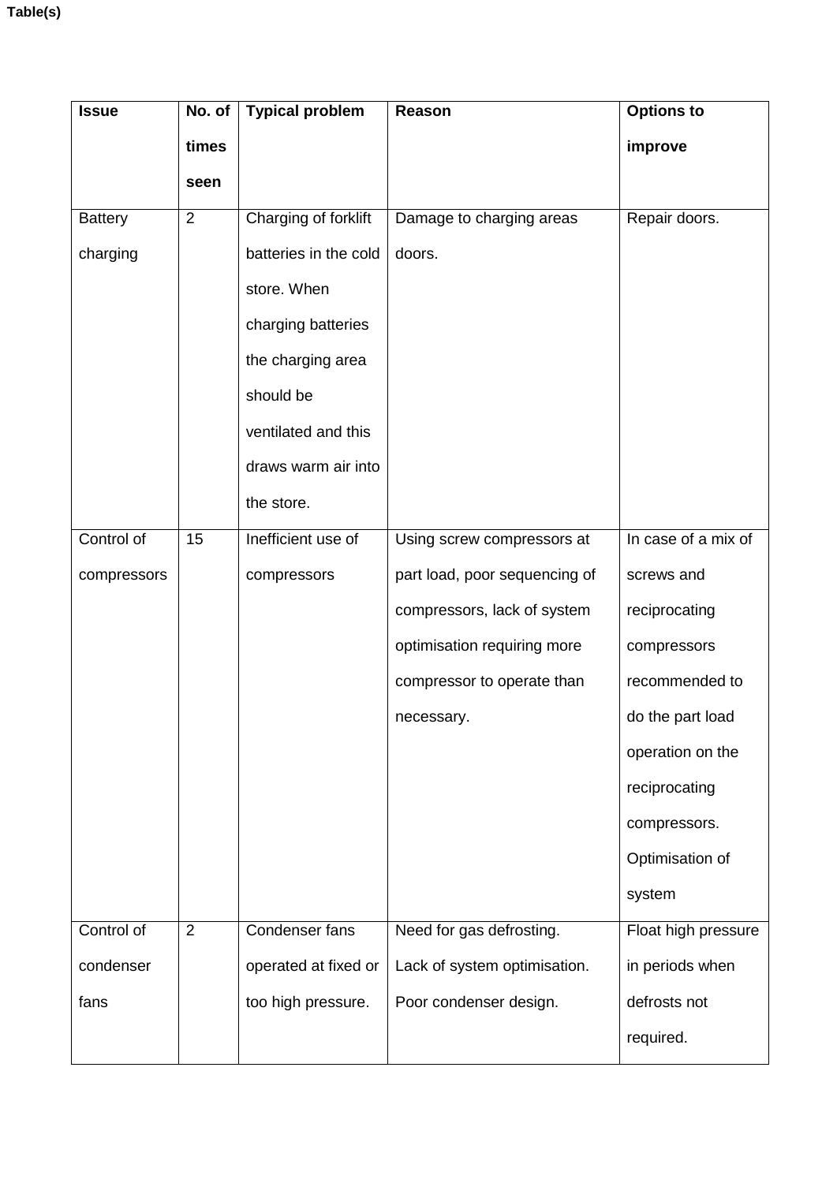Table(s)

| Issue | No. of times seen | Typical problem | Reason | Options to improve |
|---|---|---|---|---|
| Battery charging | 2 | Charging of forklift batteries in the cold store. When charging batteries the charging area should be ventilated and this draws warm air into the store. | Damage to charging areas doors. | Repair doors. |
| Control of compressors | 15 | Inefficient use of compressors | Using screw compressors at part load, poor sequencing of compressors, lack of system optimisation requiring more compressor to operate than necessary. | In case of a mix of screws and reciprocating compressors recommended to do the part load operation on the reciprocating compressors. Optimisation of system |
| Control of condenser fans | 2 | Condenser fans operated at fixed or too high pressure. | Need for gas defrosting. Lack of system optimisation. Poor condenser design. | Float high pressure in periods when defrosts not required. |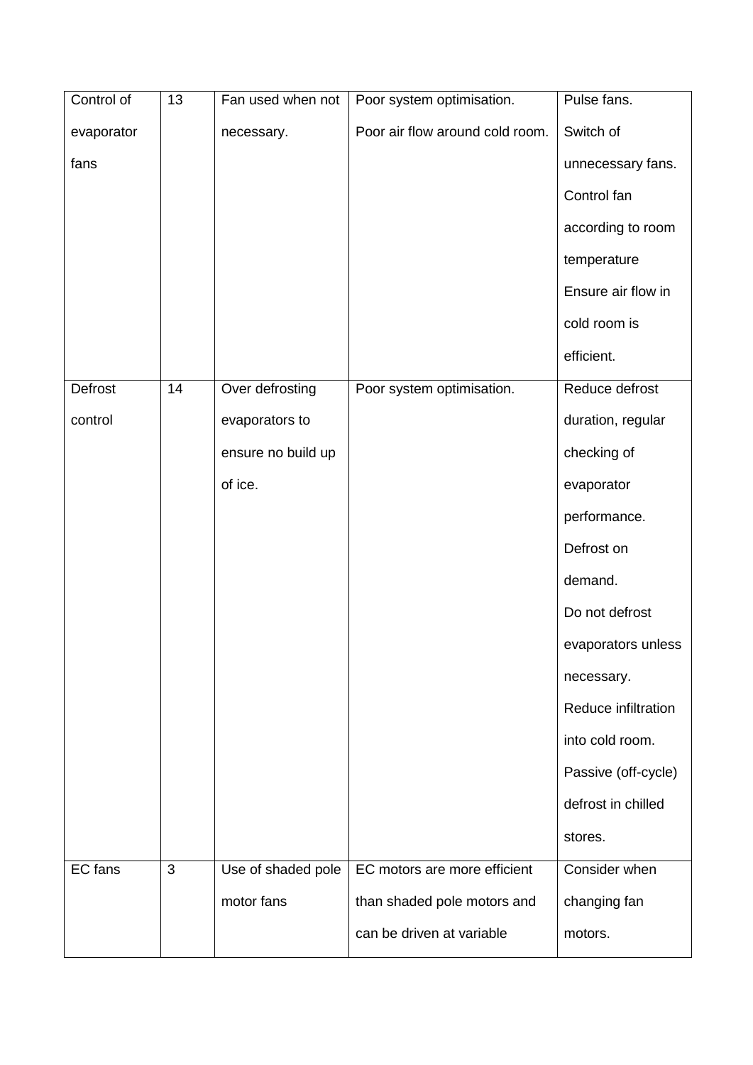| Control of evaporator fans | 13 | Fan used when not necessary. | Poor system optimisation. Poor air flow around cold room. | Pulse fans. Switch of unnecessary fans. Control fan according to room temperature Ensure air flow in cold room is efficient. |
|---|---|---|---|---|
| Defrost control | 14 | Over defrosting evaporators to ensure no build up of ice. | Poor system optimisation. | Reduce defrost duration, regular checking of evaporator performance. Defrost on demand. Do not defrost evaporators unless necessary. Reduce infiltration into cold room. Passive (off-cycle) defrost in chilled stores. |
| EC fans | 3 | Use of shaded pole motor fans | EC motors are more efficient than shaded pole motors and can be driven at variable | Consider when changing fan motors. |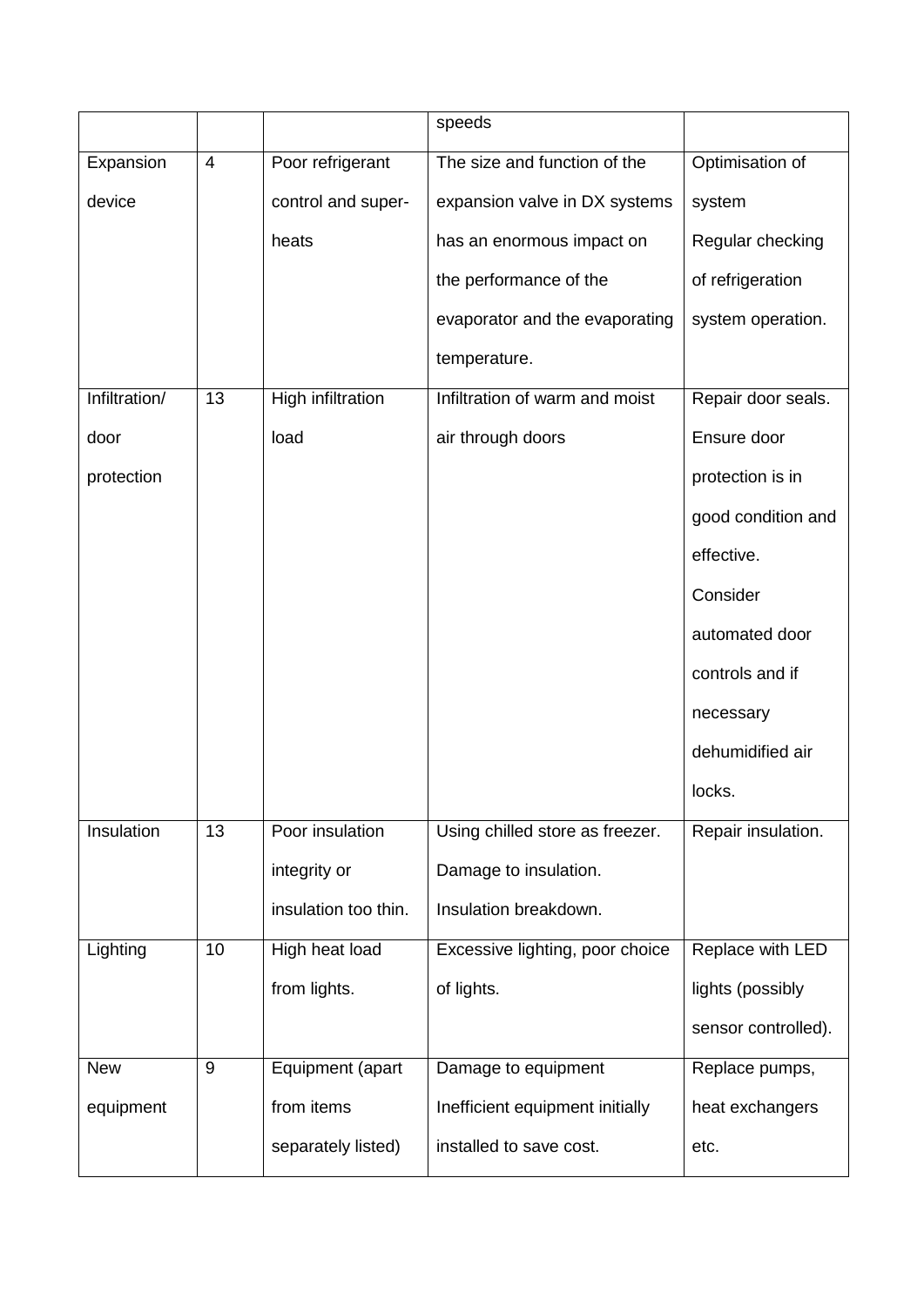|  |  |  | speeds |  |
|---|---|---|---|---|
| Expansion device | 4 | Poor refrigerant control and super-heats | The size and function of the expansion valve in DX systems has an enormous impact on the performance of the evaporator and the evaporating temperature. | Optimisation of system Regular checking of refrigeration system operation. |
| Infiltration/ door protection | 13 | High infiltration load | Infiltration of warm and moist air through doors | Repair door seals. Ensure door protection is in good condition and effective. Consider automated door controls and if necessary dehumidified air locks. |
| Insulation | 13 | Poor insulation integrity or insulation too thin. | Using chilled store as freezer. Damage to insulation. Insulation breakdown. | Repair insulation. |
| Lighting | 10 | High heat load from lights. | Excessive lighting, poor choice of lights. | Replace with LED lights (possibly sensor controlled). |
| New equipment | 9 | Equipment (apart from items separately listed) | Damage to equipment Inefficient equipment initially installed to save cost. | Replace pumps, heat exchangers etc. |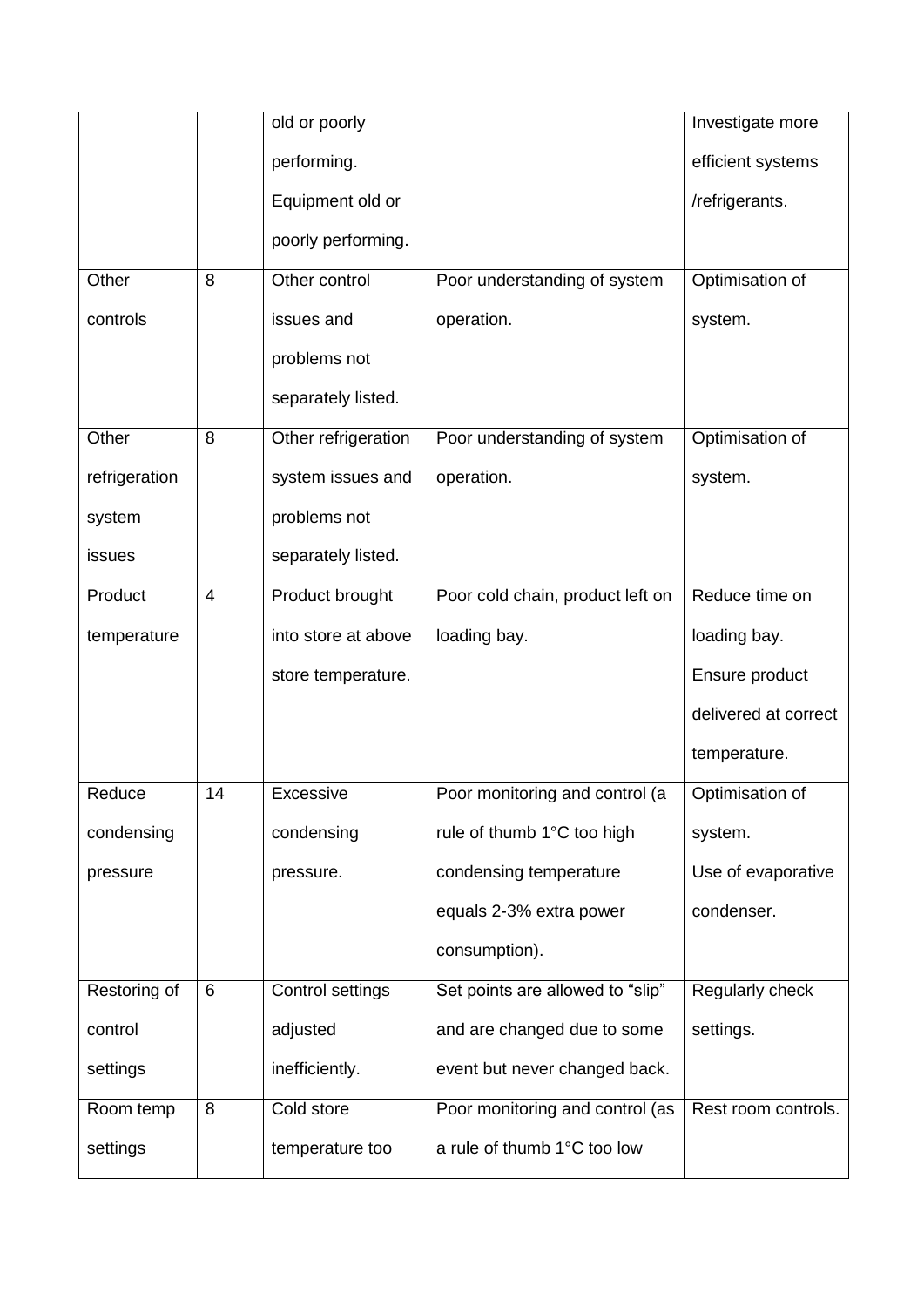| | | | | |
|---|---|---|---|---|
| | | old or poorly performing. Equipment old or poorly performing. | | Investigate more efficient systems /refrigerants. |
| Other controls | 8 | Other control issues and problems not separately listed. | Poor understanding of system operation. | Optimisation of system. |
| Other refrigeration system issues | 8 | Other refrigeration system issues and problems not separately listed. | Poor understanding of system operation. | Optimisation of system. |
| Product temperature | 4 | Product brought into store at above store temperature. | Poor cold chain, product left on loading bay. | Reduce time on loading bay. Ensure product delivered at correct temperature. |
| Reduce condensing pressure | 14 | Excessive condensing pressure. | Poor monitoring and control (a rule of thumb 1°C too high condensing temperature equals 2-3% extra power consumption). | Optimisation of system. Use of evaporative condenser. |
| Restoring of control settings | 6 | Control settings adjusted inefficiently. | Set points are allowed to "slip" and are changed due to some event but never changed back. | Regularly check settings. |
| Room temp settings | 8 | Cold store temperature too | Poor monitoring and control (as a rule of thumb 1°C too low | Rest room controls. |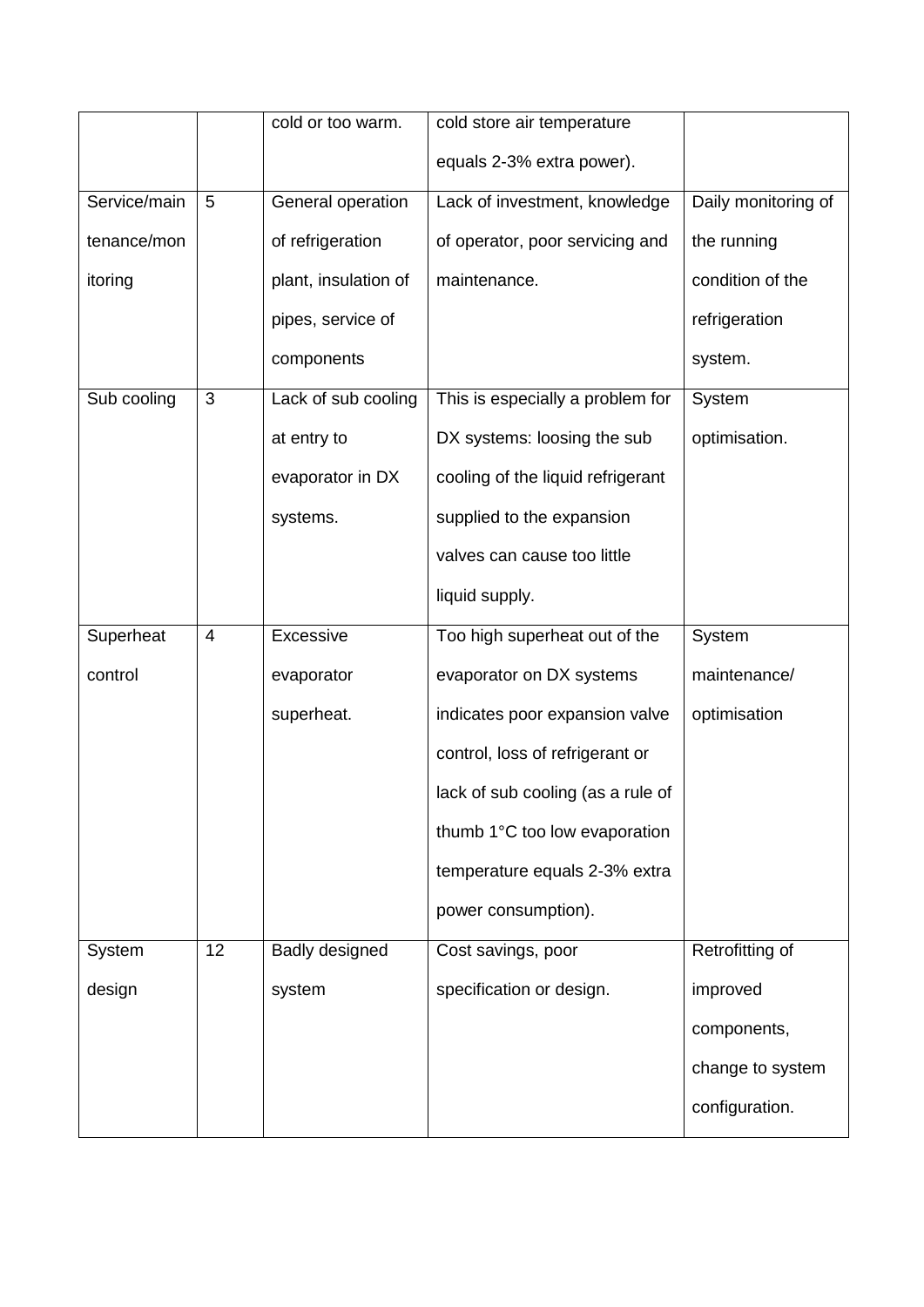| | | cold or too warm. | cold store air temperature equals 2-3% extra power). | |
|---|---|---|---|---|
| Service/maintenance/monitoring | 5 | General operation of refrigeration plant, insulation of pipes, service of components | Lack of investment, knowledge of operator, poor servicing and maintenance. | Daily monitoring of the running condition of the refrigeration system. |
| Sub cooling | 3 | Lack of sub cooling at entry to evaporator in DX systems. | This is especially a problem for DX systems: loosing the sub cooling of the liquid refrigerant supplied to the expansion valves can cause too little liquid supply. | System optimisation. |
| Superheat control | 4 | Excessive evaporator superheat. | Too high superheat out of the evaporator on DX systems indicates poor expansion valve control, loss of refrigerant or lack of sub cooling (as a rule of thumb 1°C too low evaporation temperature equals 2-3% extra power consumption). | System maintenance/ optimisation |
| System design | 12 | Badly designed system | Cost savings, poor specification or design. | Retrofitting of improved components, change to system configuration. |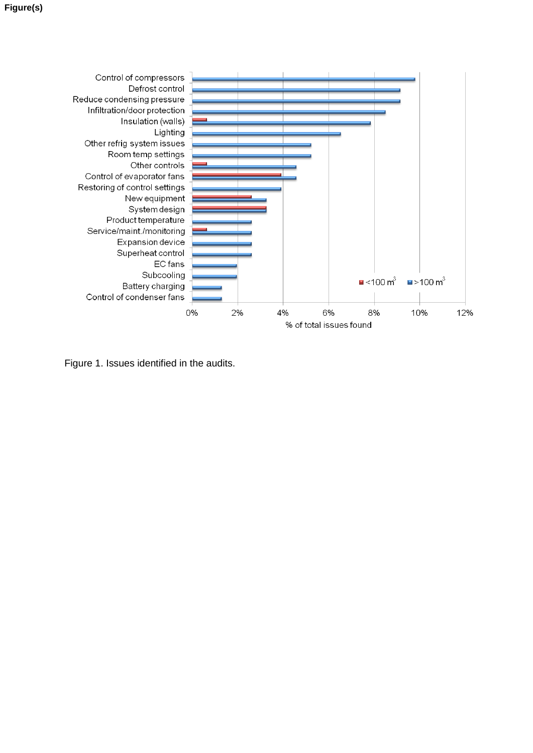Figure(s)

Figure 1. Issues identified in the audits.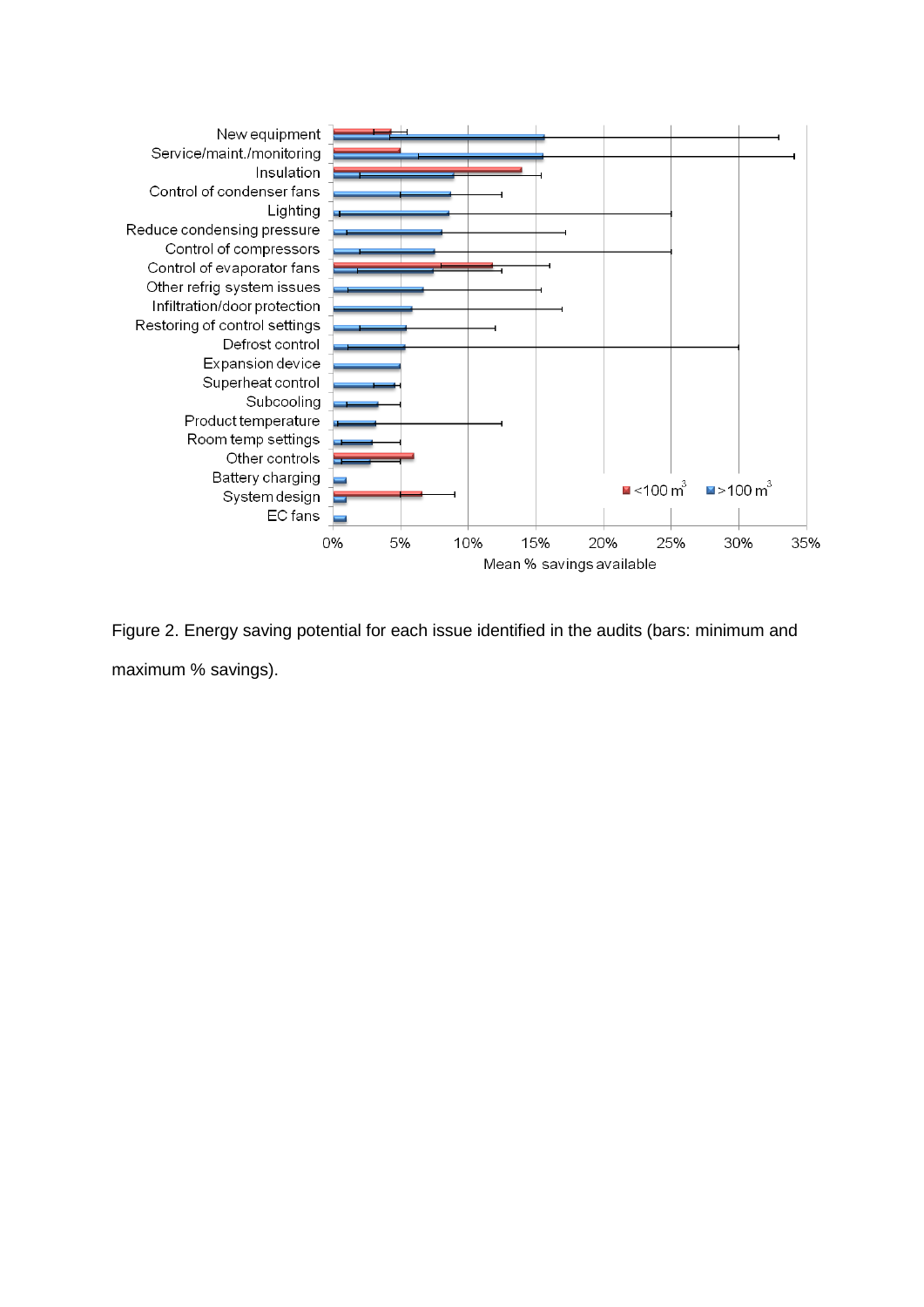Figure 2. Energy saving potential for each issue identified in the audits (bars: minimum and maximum % savings).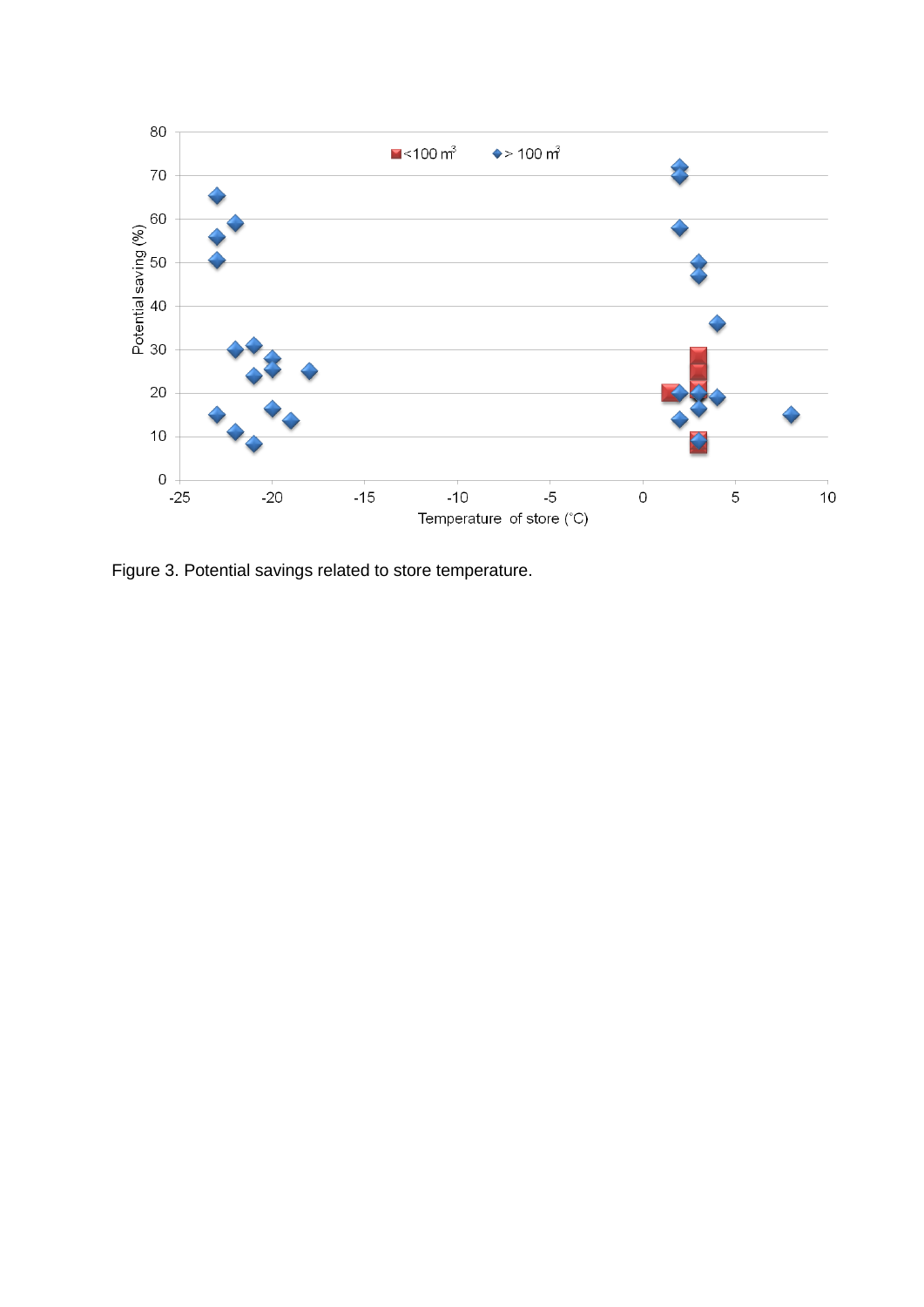Figure 3. Potential savings related to store temperature.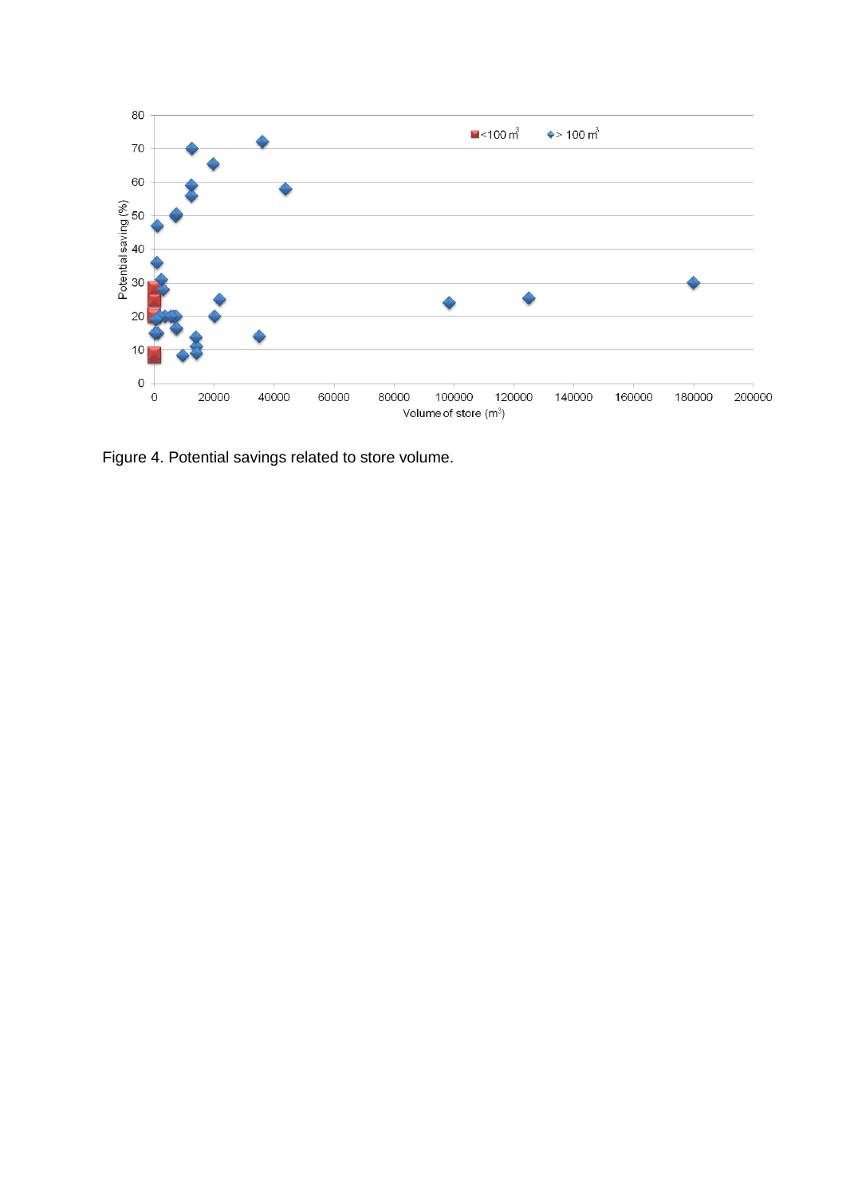Figure 4. Potential savings related to store volume.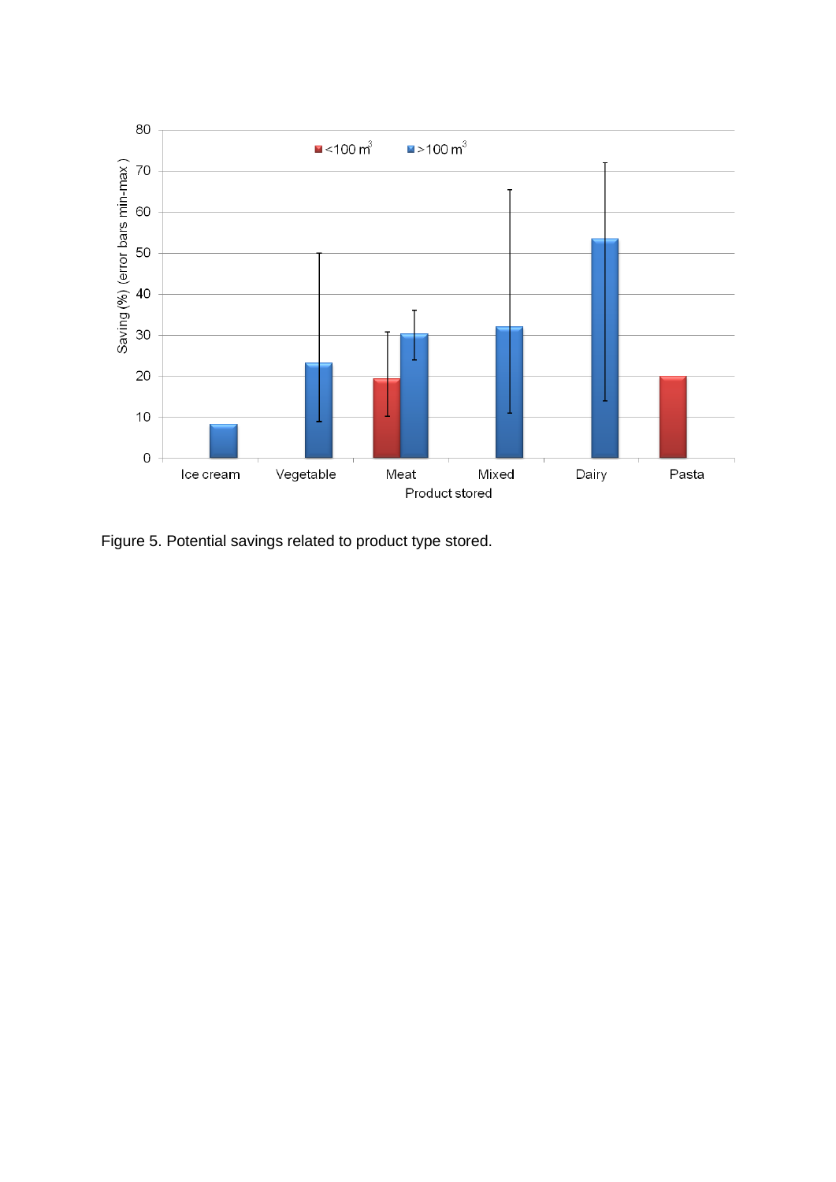Figure 5. Potential savings related to product type stored.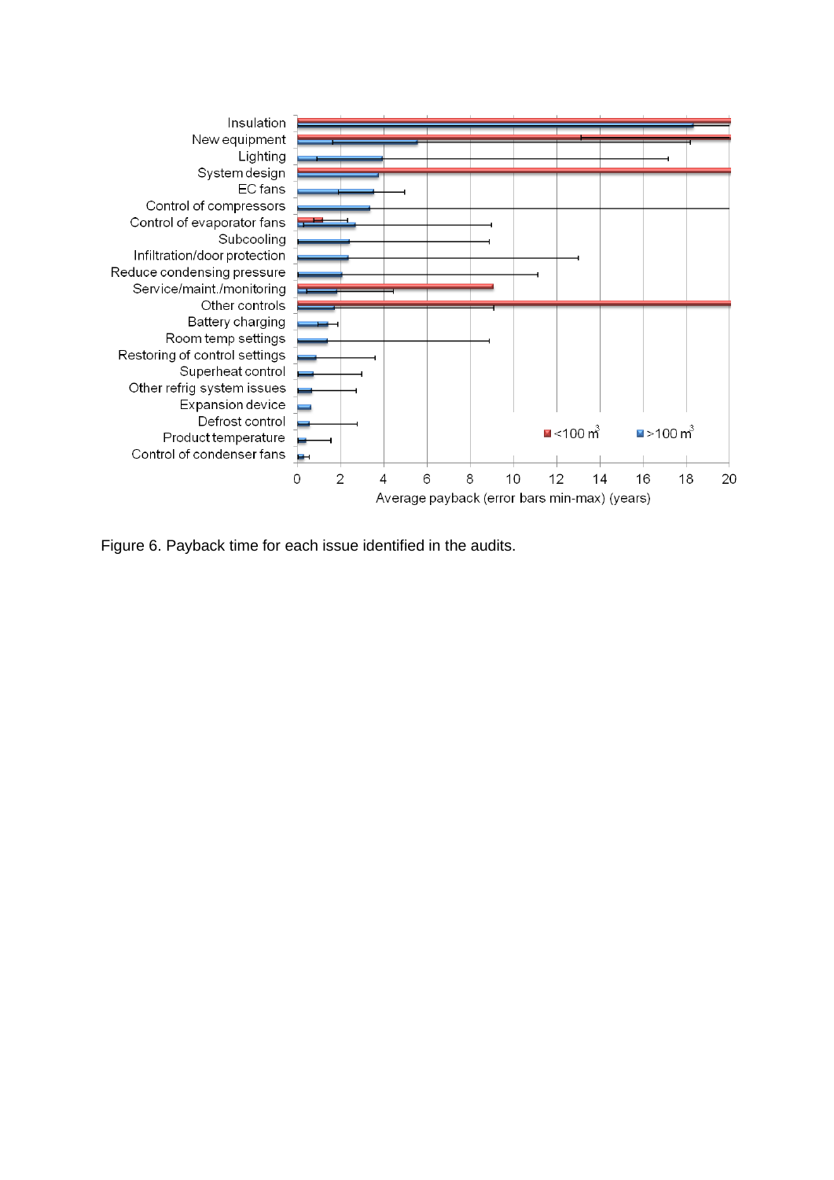Figure 6. Payback time for each issue identified in the audits.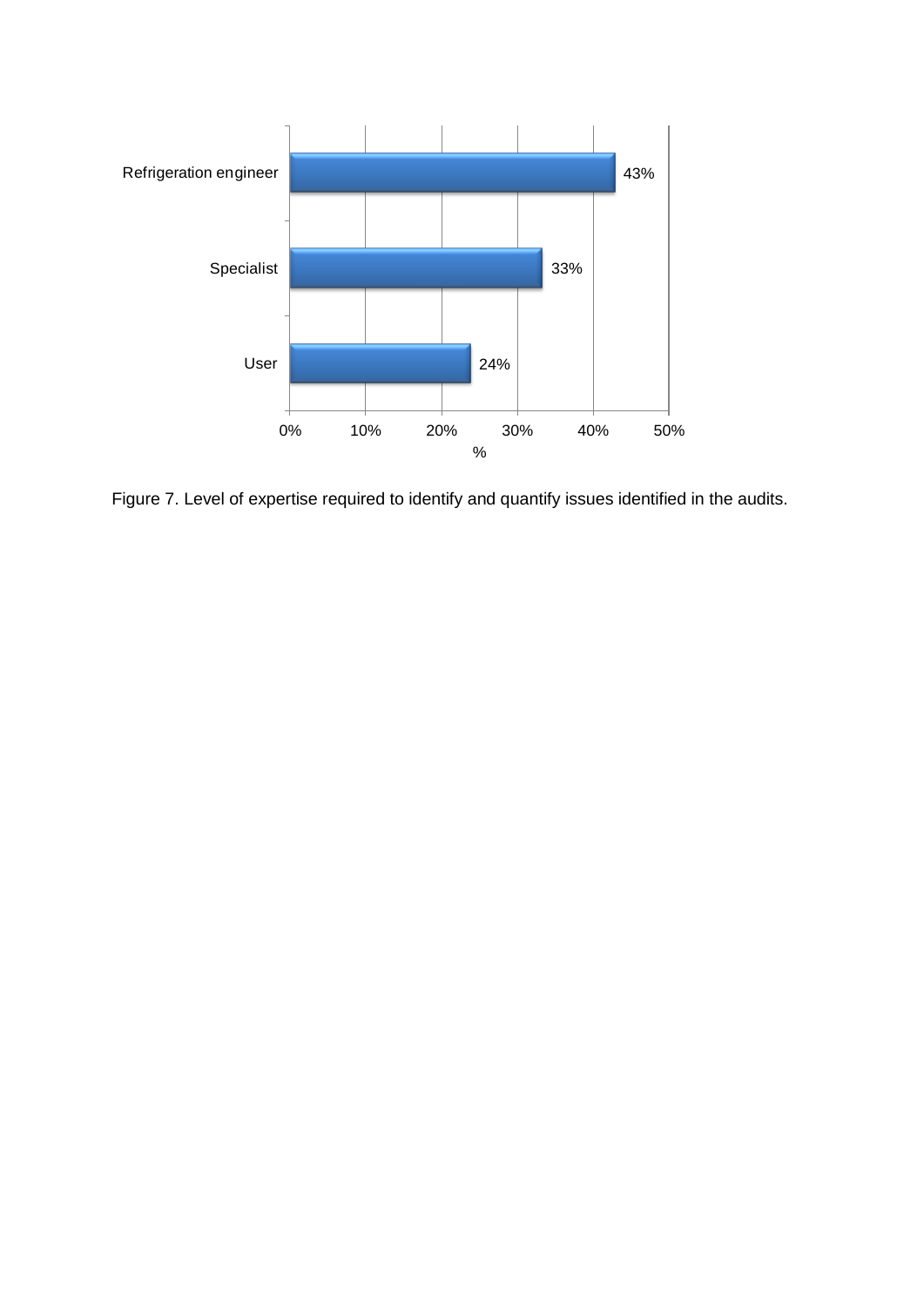Refrigeration engineer

Specialist

User

43%

33%

24%

0%
10%
20%
30%
40%
50%

%

Figure 7. Level of expertise required to identify and quantify issues identified in the audits.